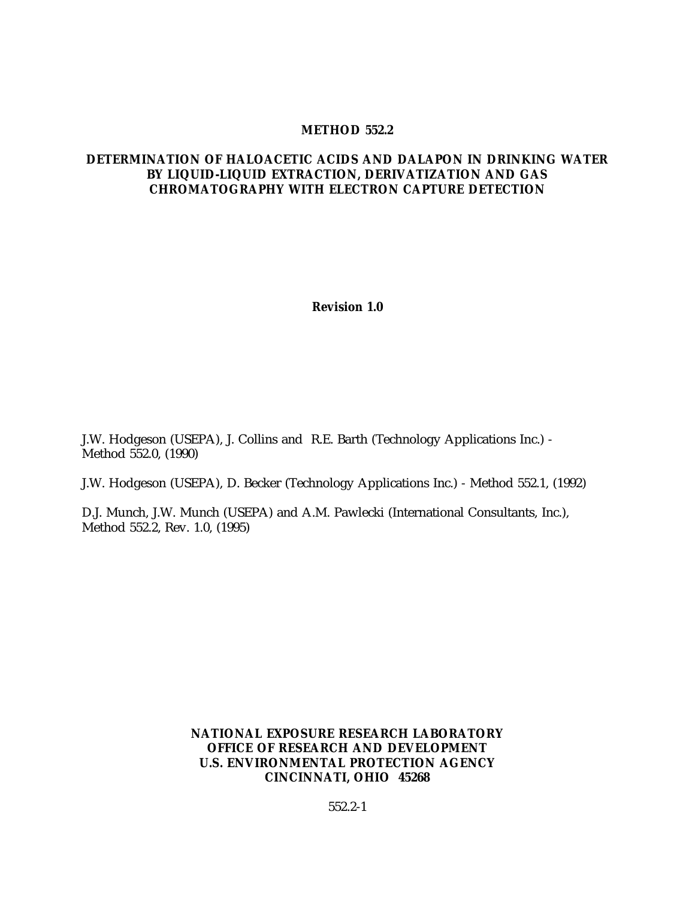# METHOD 552.2

## DETERMINATION OF HALOACETIC ACIDS AND DALAPON IN DRINKING WATER BY LIQUID-LIQUID EXTRACTION, DERIVATIZATION AND GAS CHROMATOGRAPHY WITH ELECTRON CAPTURE DETECTION

**Revision 1.0**

J.W. Hodgeson (USEPA), J. Collins and R.E. Barth (Technology Applications Inc.) - Method 552.0, (1990)

J.W. Hodgeson (USEPA), D. Becker (Technology Applications Inc.) - Method 552.1, (1992)

D.J. Munch, J.W. Munch (USEPA) and A.M. Pawlecki (International Consultants, Inc.), Method 552.2, Rev. 1.0, (1995)

**NATIONAL EXPOSURE RESEARCH LABORATORY**
**OFFICE OF RESEARCH AND DEVELOPMENT**
**U.S. ENVIRONMENTAL PROTECTION AGENCY**
**CINCINNATI, OHIO 45268**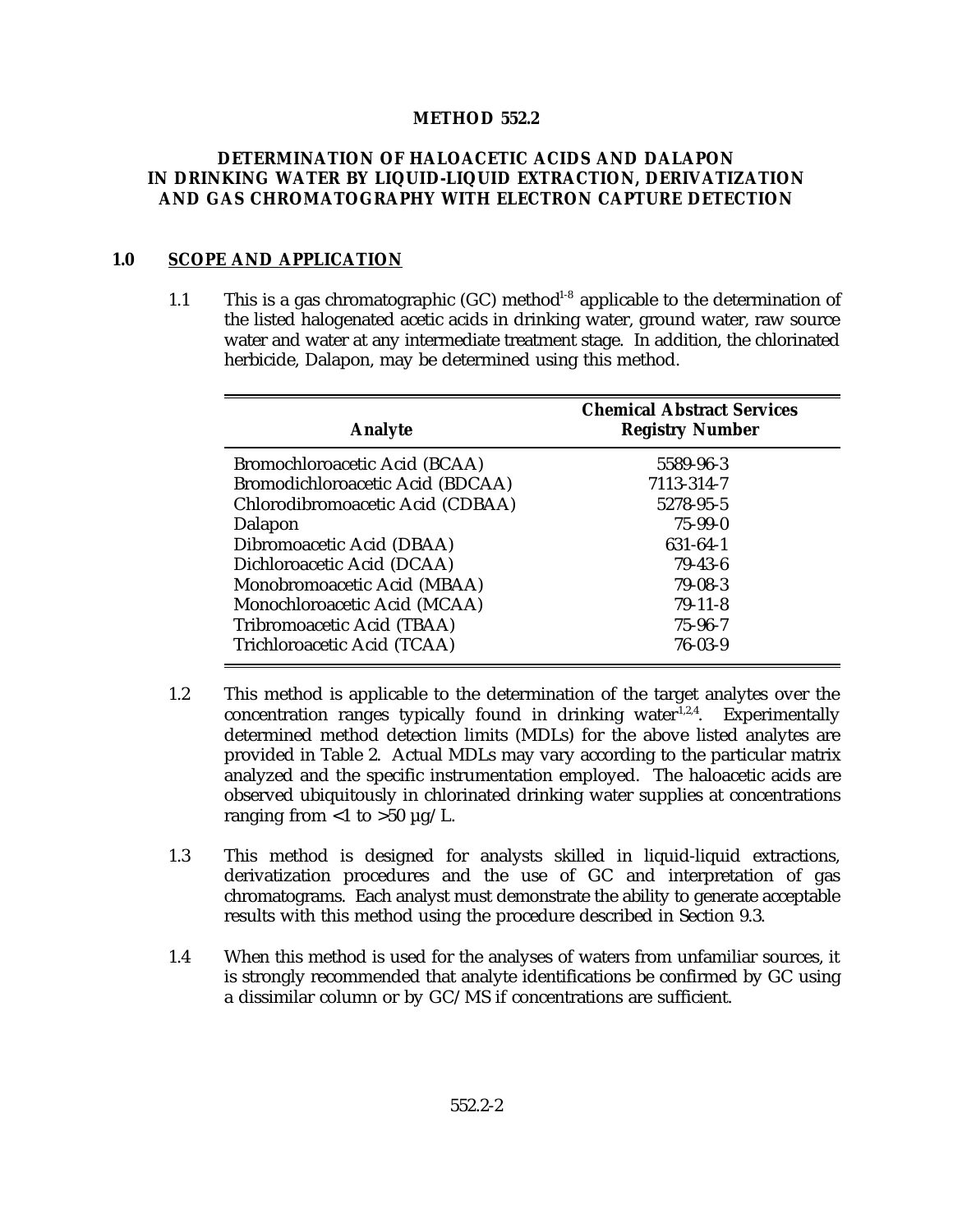# METHOD 552.2

## DETERMINATION OF HALOACETIC ACIDS AND DALAPON IN DRINKING WATER BY LIQUID-LIQUID EXTRACTION, DERIVATIZATION AND GAS CHROMATOGRAPHY WITH ELECTRON CAPTURE DETECTION

## 1.0 SCOPE AND APPLICATION

1.1 This is a gas chromatographic (GC) method[1-8] applicable to the determination of the listed halogenated acetic acids in drinking water, ground water, raw source water and water at any intermediate treatment stage. In addition, the chlorinated herbicide, Dalapon, may be determined using this method.

| Analyte | Chemical Abstract Services Registry Number |
|---|---|
| Bromochloroacetic Acid (BCAA) | 5589-96-3 |
| Bromodichloroacetic Acid (BDCAA) | 7113-314-7 |
| Chlorodibromoacetic Acid (CDBAA) | 5278-95-5 |
| Dalapon | 75-99-0 |
| Dibromoacetic Acid (DBAA) | 631-64-1 |
| Dichloroacetic Acid (DCAA) | 79-43-6 |
| Monobromoacetic Acid (MBAA) | 79-08-3 |
| Monochloroacetic Acid (MCAA) | 79-11-8 |
| Tribromoacetic Acid (TBAA) | 75-96-7 |
| Trichloroacetic Acid (TCAA) | 76-03-9 |

1.2 This method is applicable to the determination of the target analytes over the concentration ranges typically found in drinking water[1,2,4]. Experimentally determined method detection limits (MDLs) for the above listed analytes are provided in Table 2. Actual MDLs may vary according to the particular matrix analyzed and the specific instrumentation employed. The haloacetic acids are observed ubiquitously in chlorinated drinking water supplies at concentrations ranging from <1 to >50 µg/L.

1.3 This method is designed for analysts skilled in liquid-liquid extractions, derivatization procedures and the use of GC and interpretation of gas chromatograms. Each analyst must demonstrate the ability to generate acceptable results with this method using the procedure described in Section 9.3.

1.4 When this method is used for the analyses of waters from unfamiliar sources, it is strongly recommended that analyte identifications be confirmed by GC using a dissimilar column or by GC/MS if concentrations are sufficient.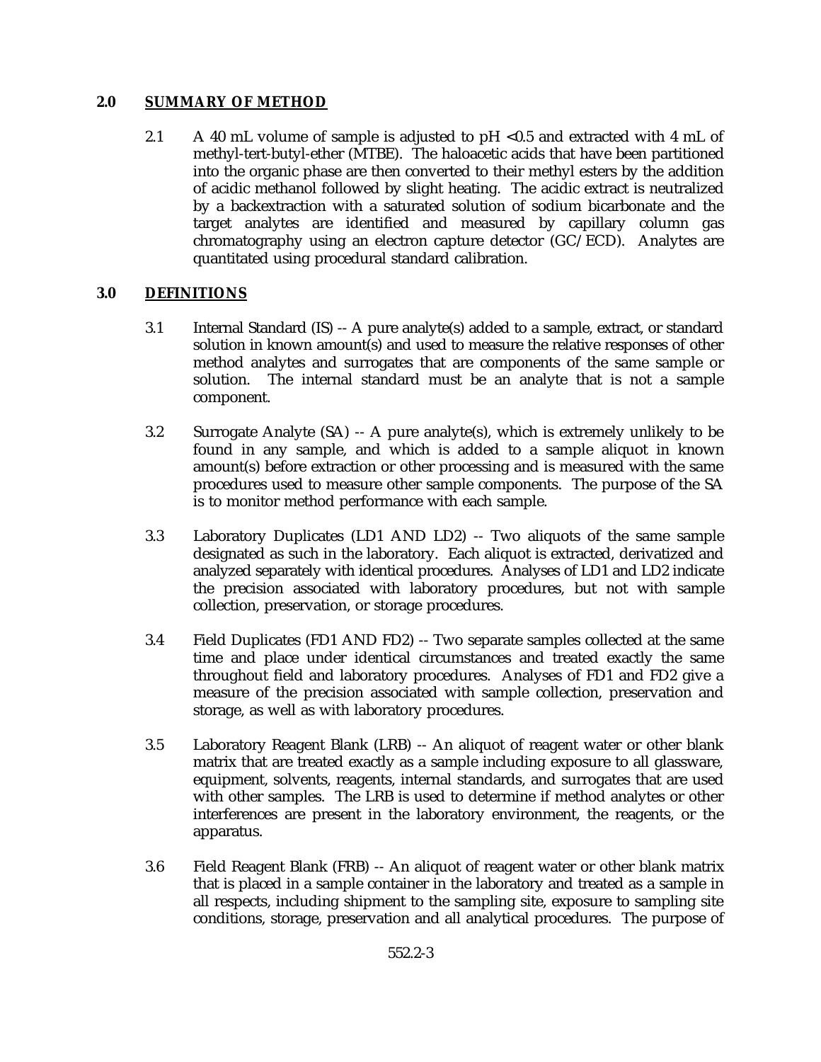## 2.0 SUMMARY OF METHOD

2.1 A 40 mL volume of sample is adjusted to pH <0.5 and extracted with 4 mL of methyl-tert-butyl-ether (MTBE). The haloacetic acids that have been partitioned into the organic phase are then converted to their methyl esters by the addition of acidic methanol followed by slight heating. The acidic extract is neutralized by a backextraction with a saturated solution of sodium bicarbonate and the target analytes are identified and measured by capillary column gas chromatography using an electron capture detector (GC/ECD). Analytes are quantitated using procedural standard calibration.

## 3.0 DEFINITIONS

3.1 Internal Standard (IS) -- A pure analyte(s) added to a sample, extract, or standard solution in known amount(s) and used to measure the relative responses of other method analytes and surrogates that are components of the same sample or solution. The internal standard must be an analyte that is not a sample component.

3.2 Surrogate Analyte (SA) -- A pure analyte(s), which is extremely unlikely to be found in any sample, and which is added to a sample aliquot in known amount(s) before extraction or other processing and is measured with the same procedures used to measure other sample components. The purpose of the SA is to monitor method performance with each sample.

3.3 Laboratory Duplicates (LD1 AND LD2) -- Two aliquots of the same sample designated as such in the laboratory. Each aliquot is extracted, derivatized and analyzed separately with identical procedures. Analyses of LD1 and LD2 indicate the precision associated with laboratory procedures, but not with sample collection, preservation, or storage procedures.

3.4 Field Duplicates (FD1 AND FD2) -- Two separate samples collected at the same time and place under identical circumstances and treated exactly the same throughout field and laboratory procedures. Analyses of FD1 and FD2 give a measure of the precision associated with sample collection, preservation and storage, as well as with laboratory procedures.

3.5 Laboratory Reagent Blank (LRB) -- An aliquot of reagent water or other blank matrix that are treated exactly as a sample including exposure to all glassware, equipment, solvents, reagents, internal standards, and surrogates that are used with other samples. The LRB is used to determine if method analytes or other interferences are present in the laboratory environment, the reagents, or the apparatus.

3.6 Field Reagent Blank (FRB) -- An aliquot of reagent water or other blank matrix that is placed in a sample container in the laboratory and treated as a sample in all respects, including shipment to the sampling site, exposure to sampling site conditions, storage, preservation and all analytical procedures. The purpose of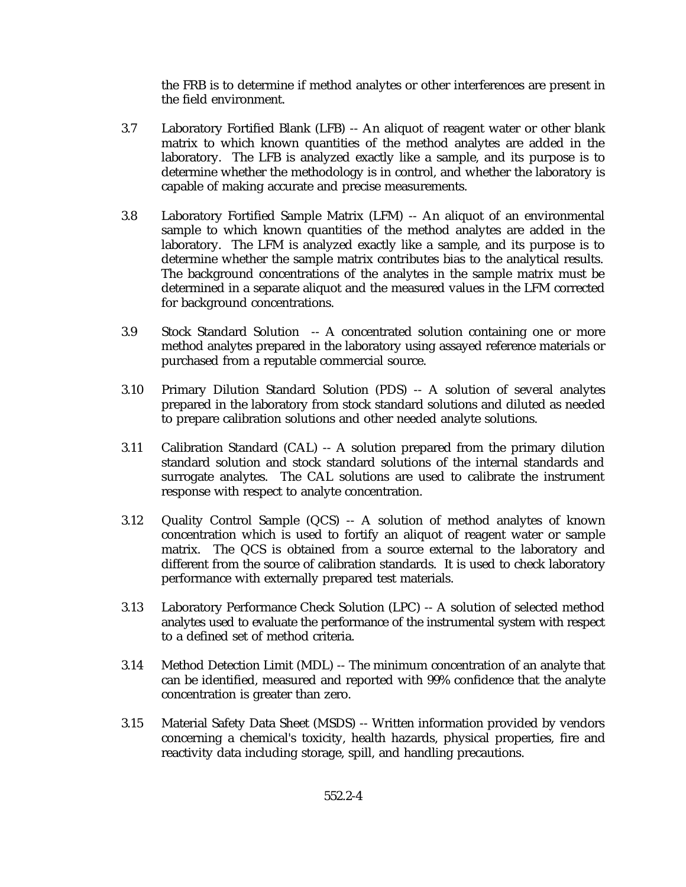the FRB is to determine if method analytes or other interferences are present in the field environment.

3.7 Laboratory Fortified Blank (LFB) -- An aliquot of reagent water or other blank matrix to which known quantities of the method analytes are added in the laboratory. The LFB is analyzed exactly like a sample, and its purpose is to determine whether the methodology is in control, and whether the laboratory is capable of making accurate and precise measurements.

3.8 Laboratory Fortified Sample Matrix (LFM) -- An aliquot of an environmental sample to which known quantities of the method analytes are added in the laboratory. The LFM is analyzed exactly like a sample, and its purpose is to determine whether the sample matrix contributes bias to the analytical results. The background concentrations of the analytes in the sample matrix must be determined in a separate aliquot and the measured values in the LFM corrected for background concentrations.

3.9 Stock Standard Solution -- A concentrated solution containing one or more method analytes prepared in the laboratory using assayed reference materials or purchased from a reputable commercial source.

3.10 Primary Dilution Standard Solution (PDS) -- A solution of several analytes prepared in the laboratory from stock standard solutions and diluted as needed to prepare calibration solutions and other needed analyte solutions.

3.11 Calibration Standard (CAL) -- A solution prepared from the primary dilution standard solution and stock standard solutions of the internal standards and surrogate analytes. The CAL solutions are used to calibrate the instrument response with respect to analyte concentration.

3.12 Quality Control Sample (QCS) -- A solution of method analytes of known concentration which is used to fortify an aliquot of reagent water or sample matrix. The QCS is obtained from a source external to the laboratory and different from the source of calibration standards. It is used to check laboratory performance with externally prepared test materials.

3.13 Laboratory Performance Check Solution (LPC) -- A solution of selected method analytes used to evaluate the performance of the instrumental system with respect to a defined set of method criteria.

3.14 Method Detection Limit (MDL) -- The minimum concentration of an analyte that can be identified, measured and reported with 99% confidence that the analyte concentration is greater than zero.

3.15 Material Safety Data Sheet (MSDS) -- Written information provided by vendors concerning a chemical's toxicity, health hazards, physical properties, fire and reactivity data including storage, spill, and handling precautions.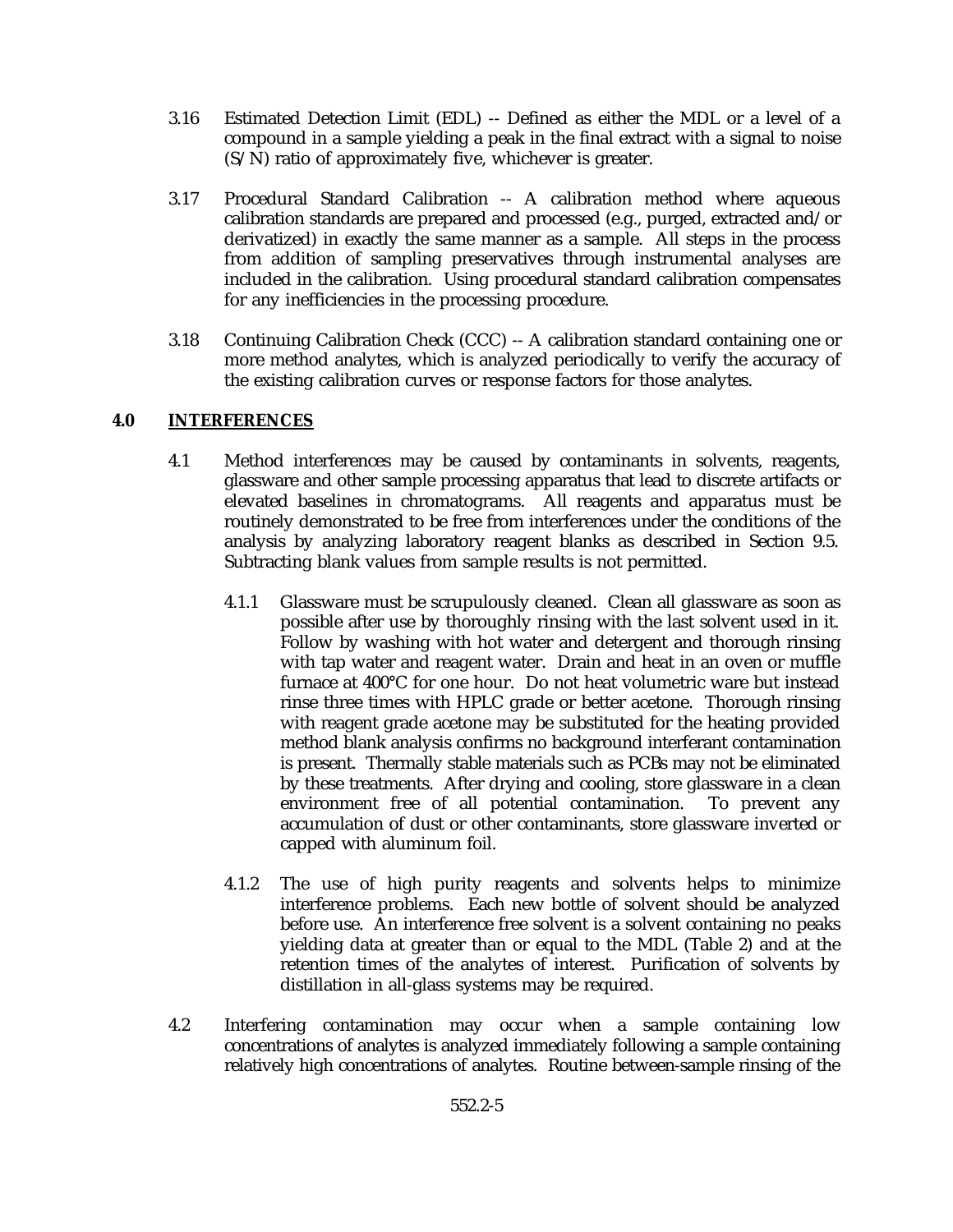3.16 Estimated Detection Limit (EDL) -- Defined as either the MDL or a level of a compound in a sample yielding a peak in the final extract with a signal to noise (S/N) ratio of approximately five, whichever is greater.

3.17 Procedural Standard Calibration -- A calibration method where aqueous calibration standards are prepared and processed (e.g., purged, extracted and/or derivatized) in exactly the same manner as a sample. All steps in the process from addition of sampling preservatives through instrumental analyses are included in the calibration. Using procedural standard calibration compensates for any inefficiencies in the processing procedure.

3.18 Continuing Calibration Check (CCC) -- A calibration standard containing one or more method analytes, which is analyzed periodically to verify the accuracy of the existing calibration curves or response factors for those analytes.

## 4.0 INTERFERENCES

4.1 Method interferences may be caused by contaminants in solvents, reagents, glassware and other sample processing apparatus that lead to discrete artifacts or elevated baselines in chromatograms. All reagents and apparatus must be routinely demonstrated to be free from interferences under the conditions of the analysis by analyzing laboratory reagent blanks as described in Section 9.5. Subtracting blank values from sample results is not permitted.

4.1.1 Glassware must be scrupulously cleaned. Clean all glassware as soon as possible after use by thoroughly rinsing with the last solvent used in it. Follow by washing with hot water and detergent and thorough rinsing with tap water and reagent water. Drain and heat in an oven or muffle furnace at 400°C for one hour. Do not heat volumetric ware but instead rinse three times with HPLC grade or better acetone. Thorough rinsing with reagent grade acetone may be substituted for the heating provided method blank analysis confirms no background interferant contamination is present. Thermally stable materials such as PCBs may not be eliminated by these treatments. After drying and cooling, store glassware in a clean environment free of all potential contamination. To prevent any accumulation of dust or other contaminants, store glassware inverted or capped with aluminum foil.

4.1.2 The use of high purity reagents and solvents helps to minimize interference problems. Each new bottle of solvent should be analyzed before use. An interference free solvent is a solvent containing no peaks yielding data at greater than or equal to the MDL (Table 2) and at the retention times of the analytes of interest. Purification of solvents by distillation in all-glass systems may be required.

4.2 Interfering contamination may occur when a sample containing low concentrations of analytes is analyzed immediately following a sample containing relatively high concentrations of analytes. Routine between-sample rinsing of the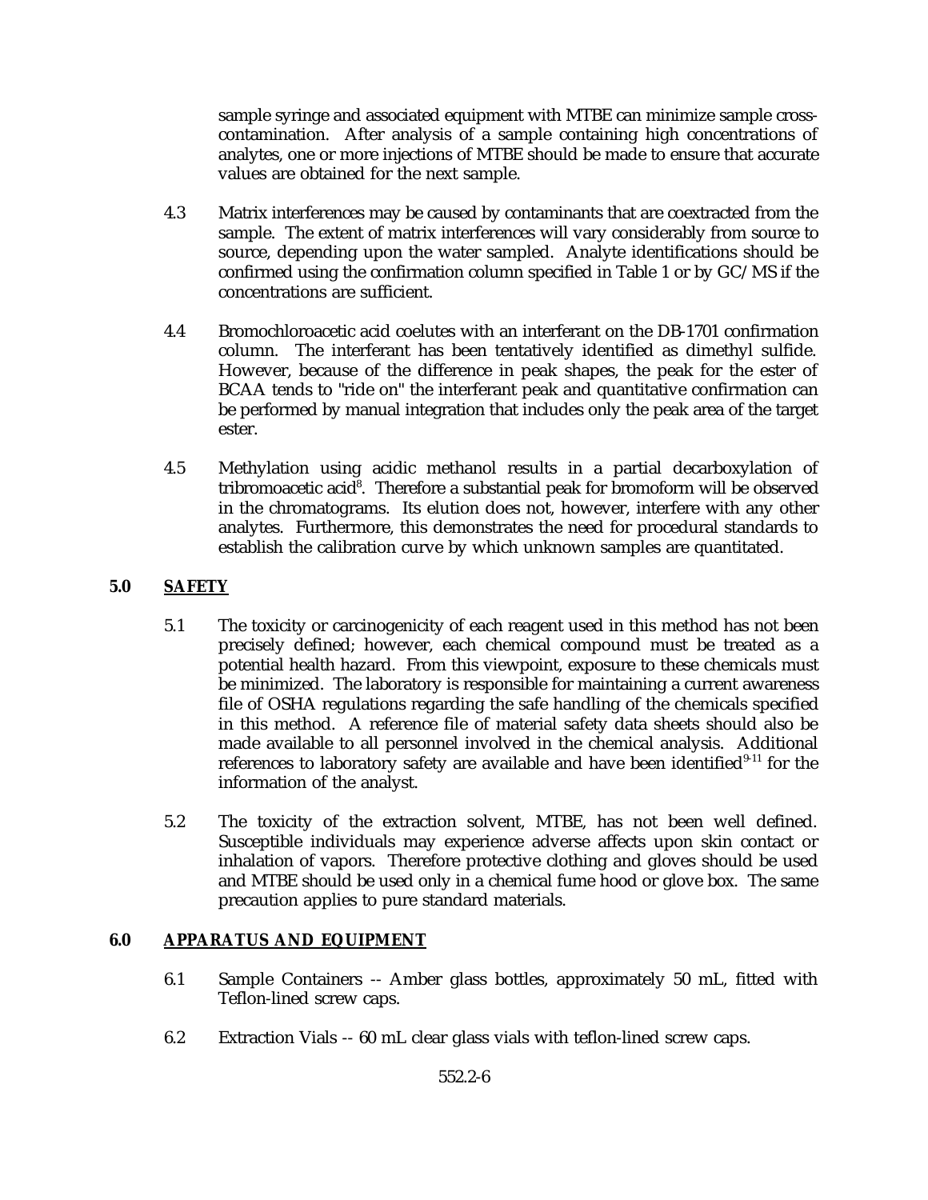sample syringe and associated equipment with MTBE can minimize sample cross-contamination. After analysis of a sample containing high concentrations of analytes, one or more injections of MTBE should be made to ensure that accurate values are obtained for the next sample.

4.3 Matrix interferences may be caused by contaminants that are coextracted from the sample. The extent of matrix interferences will vary considerably from source to source, depending upon the water sampled. Analyte identifications should be confirmed using the confirmation column specified in Table 1 or by GC/MS if the concentrations are sufficient.

4.4 Bromochloroacetic acid coelutes with an interferant on the DB-1701 confirmation column. The interferant has been tentatively identified as dimethyl sulfide. However, because of the difference in peak shapes, the peak for the ester of BCAA tends to "ride on" the interferant peak and quantitative confirmation can be performed by manual integration that includes only the peak area of the target ester.

4.5 Methylation using acidic methanol results in a partial decarboxylation of tribromoacetic acid[8]. Therefore a substantial peak for bromoform will be observed in the chromatograms. Its elution does not, however, interfere with any other analytes. Furthermore, this demonstrates the need for procedural standards to establish the calibration curve by which unknown samples are quantitated.

## 5.0 SAFETY

5.1 The toxicity or carcinogenicity of each reagent used in this method has not been precisely defined; however, each chemical compound must be treated as a potential health hazard. From this viewpoint, exposure to these chemicals must be minimized. The laboratory is responsible for maintaining a current awareness file of OSHA regulations regarding the safe handling of the chemicals specified in this method. A reference file of material safety data sheets should also be made available to all personnel involved in the chemical analysis. Additional references to laboratory safety are available and have been identified[9-11] for the information of the analyst.

5.2 The toxicity of the extraction solvent, MTBE, has not been well defined. Susceptible individuals may experience adverse affects upon skin contact or inhalation of vapors. Therefore protective clothing and gloves should be used and MTBE should be used only in a chemical fume hood or glove box. The same precaution applies to pure standard materials.

## 6.0 APPARATUS AND EQUIPMENT

6.1 Sample Containers -- Amber glass bottles, approximately 50 mL, fitted with Teflon-lined screw caps.

6.2 Extraction Vials -- 60 mL clear glass vials with teflon-lined screw caps.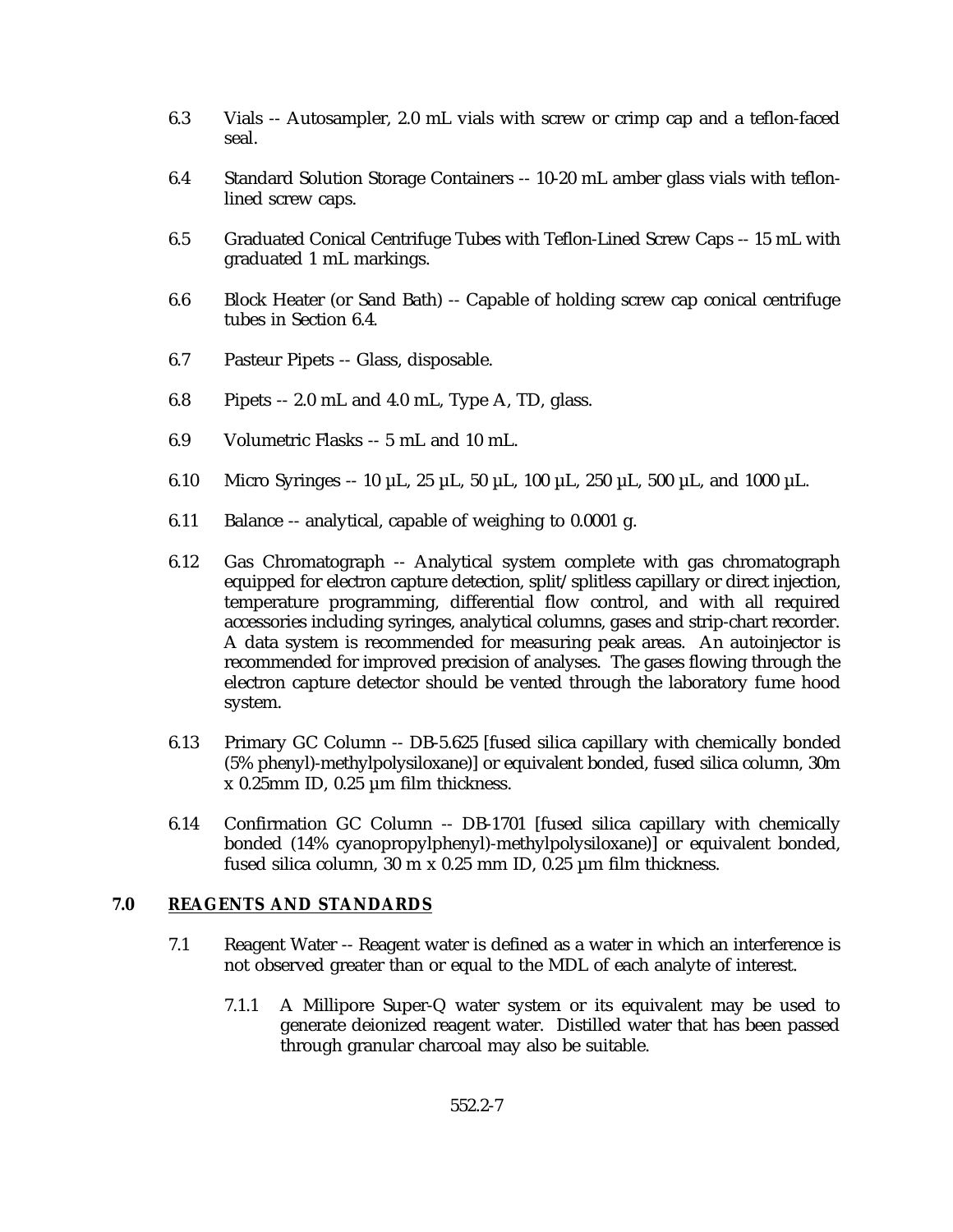6.3 Vials -- Autosampler, 2.0 mL vials with screw or crimp cap and a teflon-faced seal.

6.4 Standard Solution Storage Containers -- 10-20 mL amber glass vials with teflon-lined screw caps.

6.5 Graduated Conical Centrifuge Tubes with Teflon-Lined Screw Caps -- 15 mL with graduated 1 mL markings.

6.6 Block Heater (or Sand Bath) -- Capable of holding screw cap conical centrifuge tubes in Section 6.4.

6.7 Pasteur Pipets -- Glass, disposable.

6.8 Pipets -- 2.0 mL and 4.0 mL, Type A, TD, glass.

6.9 Volumetric Flasks -- 5 mL and 10 mL.

6.10 Micro Syringes -- 10 µL, 25 µL, 50 µL, 100 µL, 250 µL, 500 µL, and 1000 µL.

6.11 Balance -- analytical, capable of weighing to 0.0001 g.

6.12 Gas Chromatograph -- Analytical system complete with gas chromatograph equipped for electron capture detection, split/splitless capillary or direct injection, temperature programming, differential flow control, and with all required accessories including syringes, analytical columns, gases and strip-chart recorder. A data system is recommended for measuring peak areas. An autoinjector is recommended for improved precision of analyses. The gases flowing through the electron capture detector should be vented through the laboratory fume hood system.

6.13 Primary GC Column -- DB-5.625 [fused silica capillary with chemically bonded (5% phenyl)-methylpolysiloxane)] or equivalent bonded, fused silica column, 30m x 0.25mm ID, 0.25 µm film thickness.

6.14 Confirmation GC Column -- DB-1701 [fused silica capillary with chemically bonded (14% cyanopropylphenyl)-methylpolysiloxane)] or equivalent bonded, fused silica column, 30 m x 0.25 mm ID, 0.25 µm film thickness.

## 7.0 REAGENTS AND STANDARDS

7.1 Reagent Water -- Reagent water is defined as a water in which an interference is not observed greater than or equal to the MDL of each analyte of interest.

7.1.1 A Millipore Super-Q water system or its equivalent may be used to generate deionized reagent water. Distilled water that has been passed through granular charcoal may also be suitable.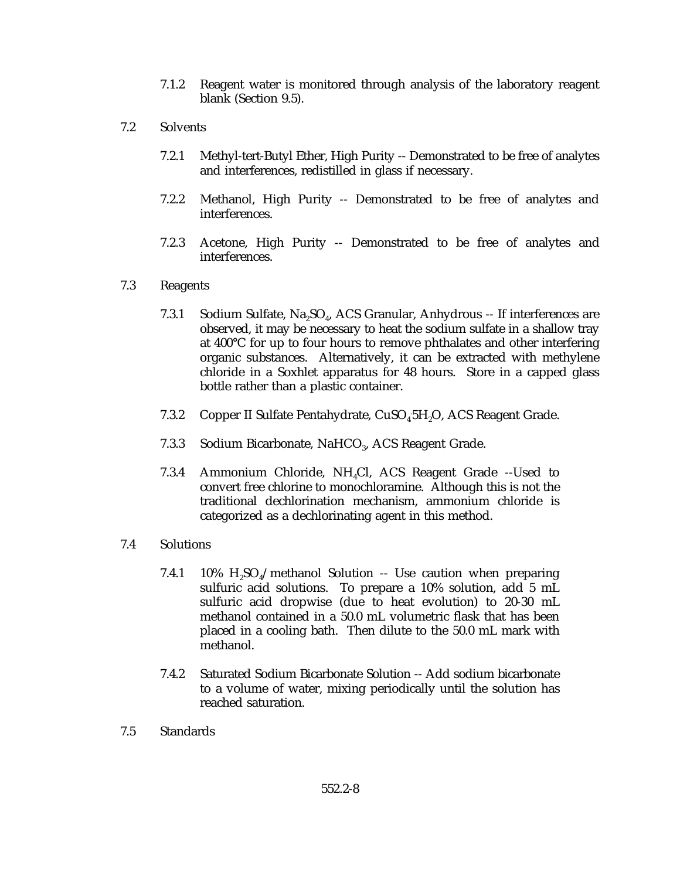7.1.2 Reagent water is monitored through analysis of the laboratory reagent blank (Section 9.5).

7.2 Solvents

7.2.1 Methyl-tert-Butyl Ether, High Purity -- Demonstrated to be free of analytes and interferences, redistilled in glass if necessary.

7.2.2 Methanol, High Purity -- Demonstrated to be free of analytes and interferences.

7.2.3 Acetone, High Purity -- Demonstrated to be free of analytes and interferences.

7.3 Reagents

7.3.1 Sodium Sulfate, $Na_2SO_4$, ACS Granular, Anhydrous -- If interferences are observed, it may be necessary to heat the sodium sulfate in a shallow tray at 400°C for up to four hours to remove phthalates and other interfering organic substances. Alternatively, it can be extracted with methylene chloride in a Soxhlet apparatus for 48 hours. Store in a capped glass bottle rather than a plastic container.

7.3.2 Copper II Sulfate Pentahydrate, $CuSO_4 \cdot 5H_2O$, ACS Reagent Grade.

7.3.3 Sodium Bicarbonate, $NaHCO_3$, ACS Reagent Grade.

7.3.4 Ammonium Chloride, $NH_4Cl$, ACS Reagent Grade --Used to convert free chlorine to monochloramine. Although this is not the traditional dechlorination mechanism, ammonium chloride is categorized as a dechlorinating agent in this method.

7.4 Solutions

7.4.1 10% $H_2SO_4$/methanol Solution -- Use caution when preparing sulfuric acid solutions. To prepare a 10% solution, add 5 mL sulfuric acid dropwise (due to heat evolution) to 20-30 mL methanol contained in a 50.0 mL volumetric flask that has been placed in a cooling bath. Then dilute to the 50.0 mL mark with methanol.

7.4.2 Saturated Sodium Bicarbonate Solution -- Add sodium bicarbonate to a volume of water, mixing periodically until the solution has reached saturation.

7.5 Standards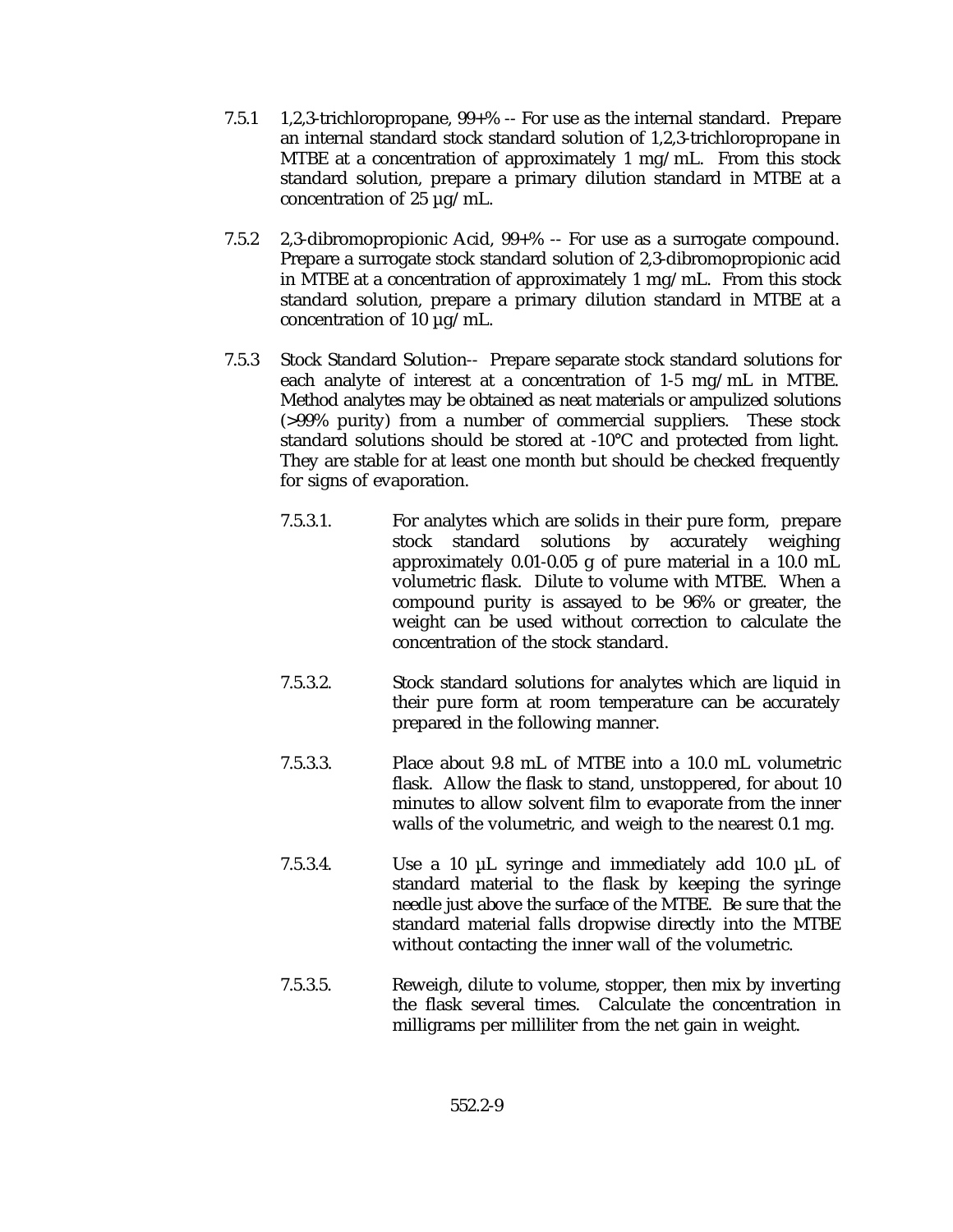7.5.1 1,2,3-trichloropropane, 99+% -- For use as the internal standard. Prepare an internal standard stock standard solution of 1,2,3-trichloropropane in MTBE at a concentration of approximately 1 mg/mL. From this stock standard solution, prepare a primary dilution standard in MTBE at a concentration of 25 µg/mL.

7.5.2 2,3-dibromopropionic Acid, 99+% -- For use as a surrogate compound. Prepare a surrogate stock standard solution of 2,3-dibromopropionic acid in MTBE at a concentration of approximately 1 mg/mL. From this stock standard solution, prepare a primary dilution standard in MTBE at a concentration of 10 µg/mL.

7.5.3 Stock Standard Solution-- Prepare separate stock standard solutions for each analyte of interest at a concentration of 1-5 mg/mL in MTBE. Method analytes may be obtained as neat materials or ampulized solutions (>99% purity) from a number of commercial suppliers. These stock standard solutions should be stored at -10°C and protected from light. They are stable for at least one month but should be checked frequently for signs of evaporation.

7.5.3.1. For analytes which are solids in their pure form, prepare stock standard solutions by accurately weighing approximately 0.01-0.05 g of pure material in a 10.0 mL volumetric flask. Dilute to volume with MTBE. When a compound purity is assayed to be 96% or greater, the weight can be used without correction to calculate the concentration of the stock standard.

7.5.3.2. Stock standard solutions for analytes which are liquid in their pure form at room temperature can be accurately prepared in the following manner.

7.5.3.3. Place about 9.8 mL of MTBE into a 10.0 mL volumetric flask. Allow the flask to stand, unstoppered, for about 10 minutes to allow solvent film to evaporate from the inner walls of the volumetric, and weigh to the nearest 0.1 mg.

7.5.3.4. Use a 10 µL syringe and immediately add 10.0 µL of standard material to the flask by keeping the syringe needle just above the surface of the MTBE. Be sure that the standard material falls dropwise directly into the MTBE without contacting the inner wall of the volumetric.

7.5.3.5. Reweigh, dilute to volume, stopper, then mix by inverting the flask several times. Calculate the concentration in milligrams per milliliter from the net gain in weight.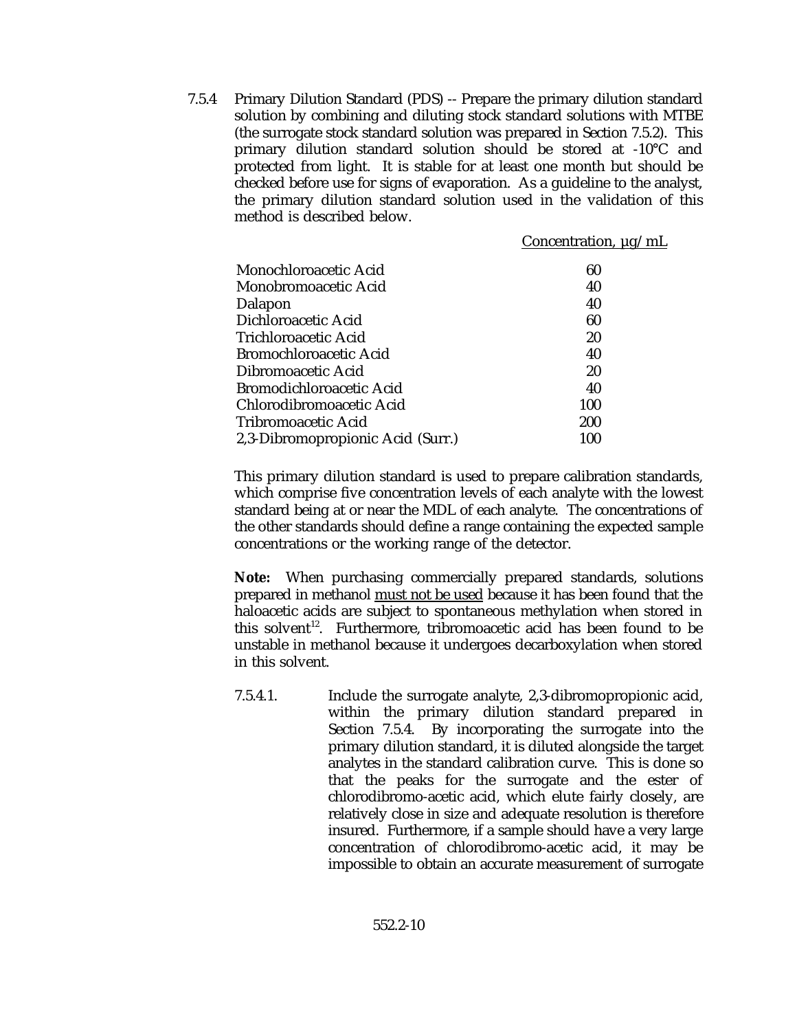7.5.4 Primary Dilution Standard (PDS) -- Prepare the primary dilution standard solution by combining and diluting stock standard solutions with MTBE (the surrogate stock standard solution was prepared in Section 7.5.2). This primary dilution standard solution should be stored at -10°C and protected from light. It is stable for at least one month but should be checked before use for signs of evaporation. As a guideline to the analyst, the primary dilution standard solution used in the validation of this method is described below.

| | Concentration, µg/mL |
|---|---|
| Monochloroacetic Acid | 60 |
| Monobromoacetic Acid | 40 |
| Dalapon | 40 |
| Dichloroacetic Acid | 60 |
| Trichloroacetic Acid | 20 |
| Bromochloroacetic Acid | 40 |
| Dibromoacetic Acid | 20 |
| Bromodichloroacetic Acid | 40 |
| Chlorodibromoacetic Acid | 100 |
| Tribromoacetic Acid | 200 |
| 2,3-Dibromopropionic Acid (Surr.) | 100 |

This primary dilution standard is used to prepare calibration standards, which comprise five concentration levels of each analyte with the lowest standard being at or near the MDL of each analyte. The concentrations of the other standards should define a range containing the expected sample concentrations or the working range of the detector.

**Note:** When purchasing commercially prepared standards, solutions prepared in methanol must not be used because it has been found that the haloacetic acids are subject to spontaneous methylation when stored in this solvent[12]. Furthermore, tribromoacetic acid has been found to be unstable in methanol because it undergoes decarboxylation when stored in this solvent.

7.5.4.1. Include the surrogate analyte, 2,3-dibromopropionic acid, within the primary dilution standard prepared in Section 7.5.4. By incorporating the surrogate into the primary dilution standard, it is diluted alongside the target analytes in the standard calibration curve. This is done so that the peaks for the surrogate and the ester of chlorodibromo-acetic acid, which elute fairly closely, are relatively close in size and adequate resolution is therefore insured. Furthermore, if a sample should have a very large concentration of chlorodibromo-acetic acid, it may be impossible to obtain an accurate measurement of surrogate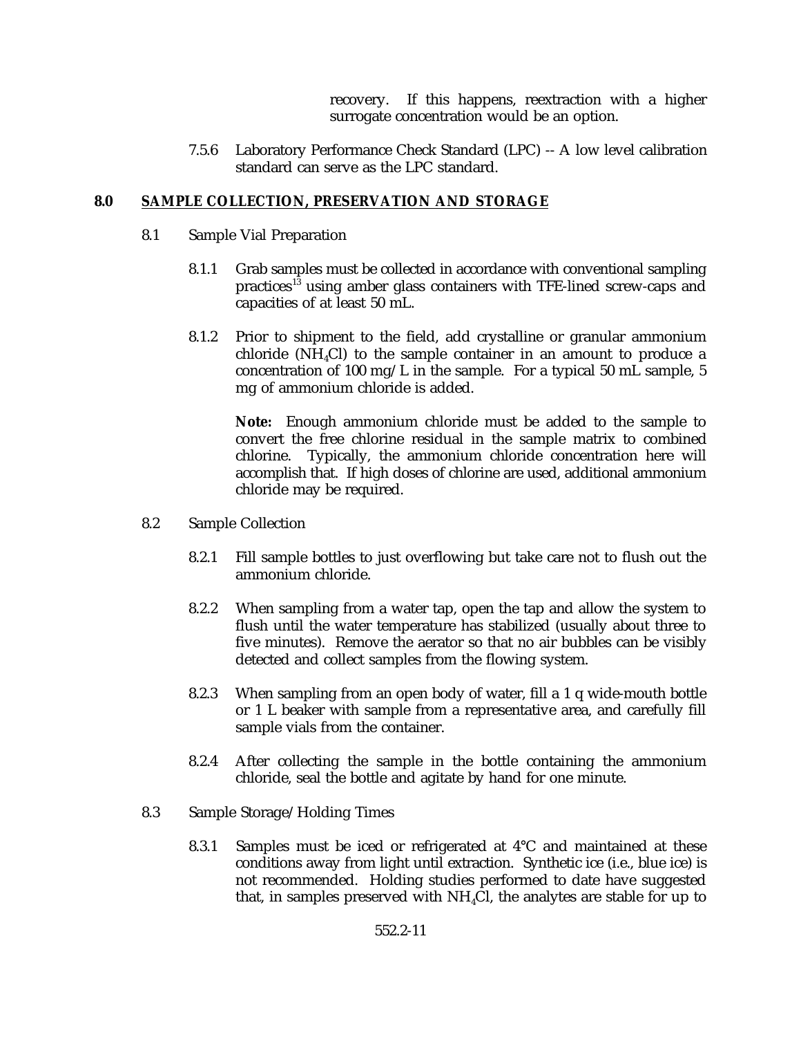recovery. If this happens, reextraction with a higher surrogate concentration would be an option.

7.5.6 Laboratory Performance Check Standard (LPC) -- A low level calibration standard can serve as the LPC standard.

## 8.0 SAMPLE COLLECTION, PRESERVATION AND STORAGE

8.1 Sample Vial Preparation

8.1.1 Grab samples must be collected in accordance with conventional sampling practices[13] using amber glass containers with TFE-lined screw-caps and capacities of at least 50 mL.

8.1.2 Prior to shipment to the field, add crystalline or granular ammonium chloride ($NH_4Cl$) to the sample container in an amount to produce a concentration of 100 mg/L in the sample. For a typical 50 mL sample, 5 mg of ammonium chloride is added.

**Note:** Enough ammonium chloride must be added to the sample to convert the free chlorine residual in the sample matrix to combined chlorine. Typically, the ammonium chloride concentration here will accomplish that. If high doses of chlorine are used, additional ammonium chloride may be required.

8.2 Sample Collection

8.2.1 Fill sample bottles to just overflowing but take care not to flush out the ammonium chloride.

8.2.2 When sampling from a water tap, open the tap and allow the system to flush until the water temperature has stabilized (usually about three to five minutes). Remove the aerator so that no air bubbles can be visibly detected and collect samples from the flowing system.

8.2.3 When sampling from an open body of water, fill a 1 q wide-mouth bottle or 1 L beaker with sample from a representative area, and carefully fill sample vials from the container.

8.2.4 After collecting the sample in the bottle containing the ammonium chloride, seal the bottle and agitate by hand for one minute.

8.3 Sample Storage/Holding Times

8.3.1 Samples must be iced or refrigerated at 4°C and maintained at these conditions away from light until extraction. Synthetic ice (i.e., blue ice) is not recommended. Holding studies performed to date have suggested that, in samples preserved with $NH_4Cl$, the analytes are stable for up to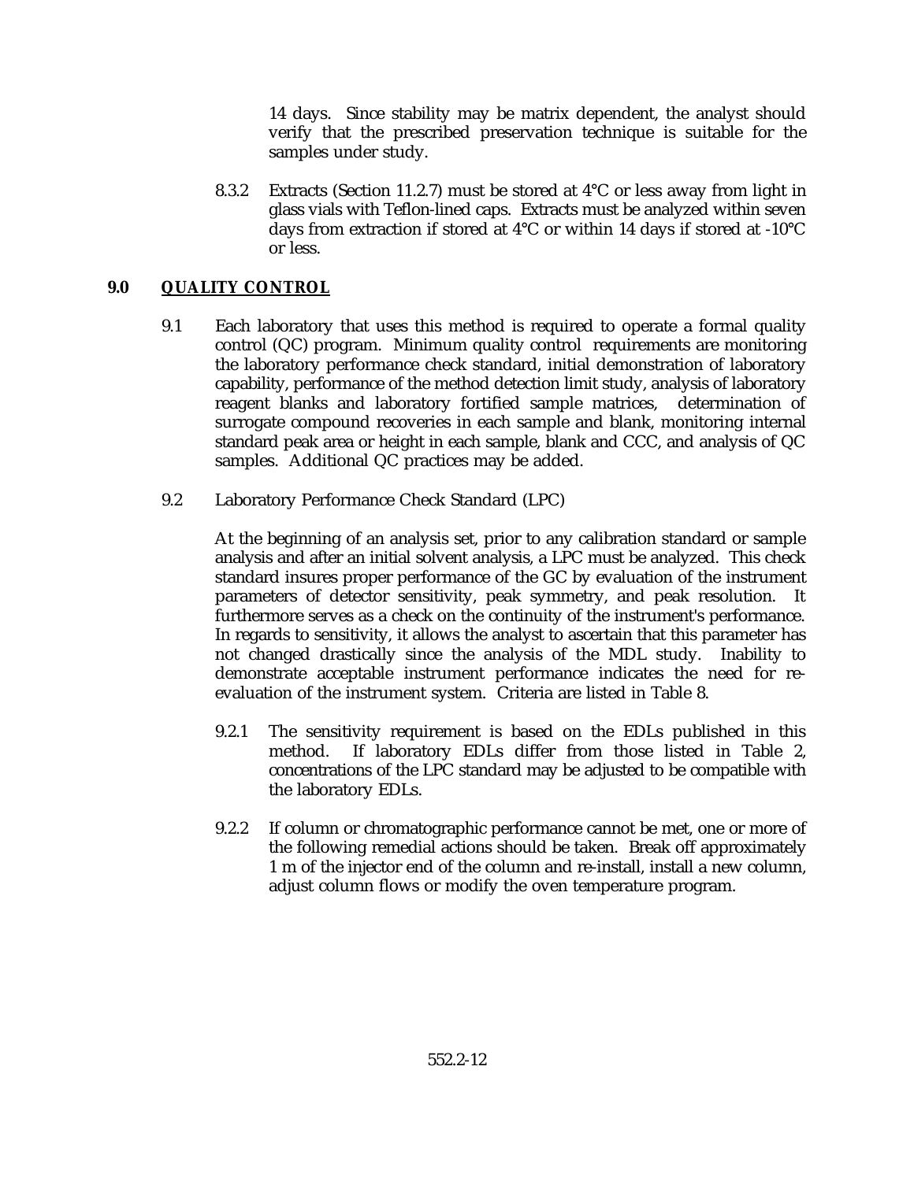14 days. Since stability may be matrix dependent, the analyst should verify that the prescribed preservation technique is suitable for the samples under study.

8.3.2 Extracts (Section 11.2.7) must be stored at 4°C or less away from light in glass vials with Teflon-lined caps. Extracts must be analyzed within seven days from extraction if stored at 4°C or within 14 days if stored at -10°C or less.

## 9.0 ***QUALITY CONTROL***

9.1 Each laboratory that uses this method is required to operate a formal quality control (QC) program. Minimum quality control requirements are monitoring the laboratory performance check standard, initial demonstration of laboratory capability, performance of the method detection limit study, analysis of laboratory reagent blanks and laboratory fortified sample matrices, determination of surrogate compound recoveries in each sample and blank, monitoring internal standard peak area or height in each sample, blank and CCC, and analysis of QC samples. Additional QC practices may be added.

9.2 Laboratory Performance Check Standard (LPC)

At the beginning of an analysis set, prior to any calibration standard or sample analysis and after an initial solvent analysis, a LPC must be analyzed. This check standard insures proper performance of the GC by evaluation of the instrument parameters of detector sensitivity, peak symmetry, and peak resolution. It furthermore serves as a check on the continuity of the instrument's performance. In regards to sensitivity, it allows the analyst to ascertain that this parameter has not changed drastically since the analysis of the MDL study. Inability to demonstrate acceptable instrument performance indicates the need for re-evaluation of the instrument system. Criteria are listed in Table 8.

9.2.1 The sensitivity requirement is based on the EDLs published in this method. If laboratory EDLs differ from those listed in Table 2, concentrations of the LPC standard may be adjusted to be compatible with the laboratory EDLs.

9.2.2 If column or chromatographic performance cannot be met, one or more of the following remedial actions should be taken. Break off approximately 1 m of the injector end of the column and re-install, install a new column, adjust column flows or modify the oven temperature program.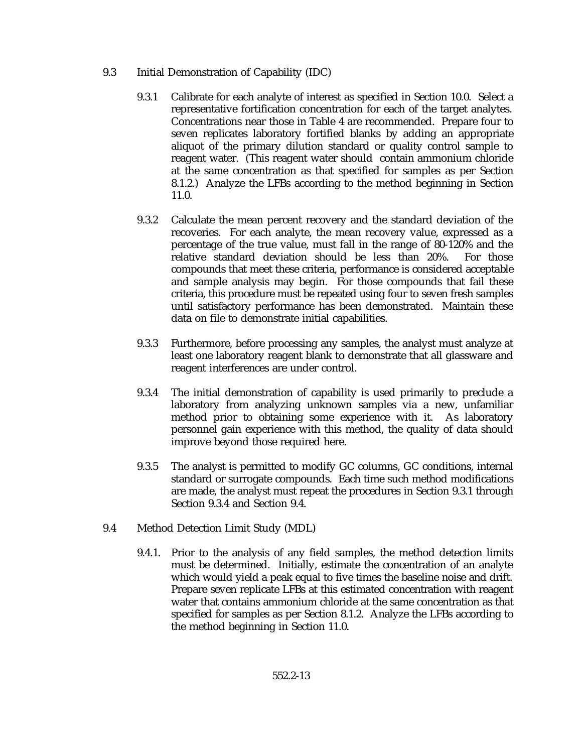9.3 Initial Demonstration of Capability (IDC)

9.3.1 Calibrate for each analyte of interest as specified in Section 10.0. Select a representative fortification concentration for each of the target analytes. Concentrations near those in Table 4 are recommended. Prepare four to seven replicates laboratory fortified blanks by adding an appropriate aliquot of the primary dilution standard or quality control sample to reagent water. (This reagent water should contain ammonium chloride at the same concentration as that specified for samples as per Section 8.1.2.) Analyze the LFBs according to the method beginning in Section 11.0.

9.3.2 Calculate the mean percent recovery and the standard deviation of the recoveries. For each analyte, the mean recovery value, expressed as a percentage of the true value, must fall in the range of 80-120% and the relative standard deviation should be less than 20%. For those compounds that meet these criteria, performance is considered acceptable and sample analysis may begin. For those compounds that fail these criteria, this procedure must be repeated using four to seven fresh samples until satisfactory performance has been demonstrated. Maintain these data on file to demonstrate initial capabilities.

9.3.3 Furthermore, before processing any samples, the analyst must analyze at least one laboratory reagent blank to demonstrate that all glassware and reagent interferences are under control.

9.3.4 The initial demonstration of capability is used primarily to preclude a laboratory from analyzing unknown samples via a new, unfamiliar method prior to obtaining some experience with it. As laboratory personnel gain experience with this method, the quality of data should improve beyond those required here.

9.3.5 The analyst is permitted to modify GC columns, GC conditions, internal standard or surrogate compounds. Each time such method modifications are made, the analyst must repeat the procedures in Section 9.3.1 through Section 9.3.4 and Section 9.4.

9.4 Method Detection Limit Study (MDL)

9.4.1. Prior to the analysis of any field samples, the method detection limits must be determined. Initially, estimate the concentration of an analyte which would yield a peak equal to five times the baseline noise and drift. Prepare seven replicate LFBs at this estimated concentration with reagent water that contains ammonium chloride at the same concentration as that specified for samples as per Section 8.1.2. Analyze the LFBs according to the method beginning in Section 11.0.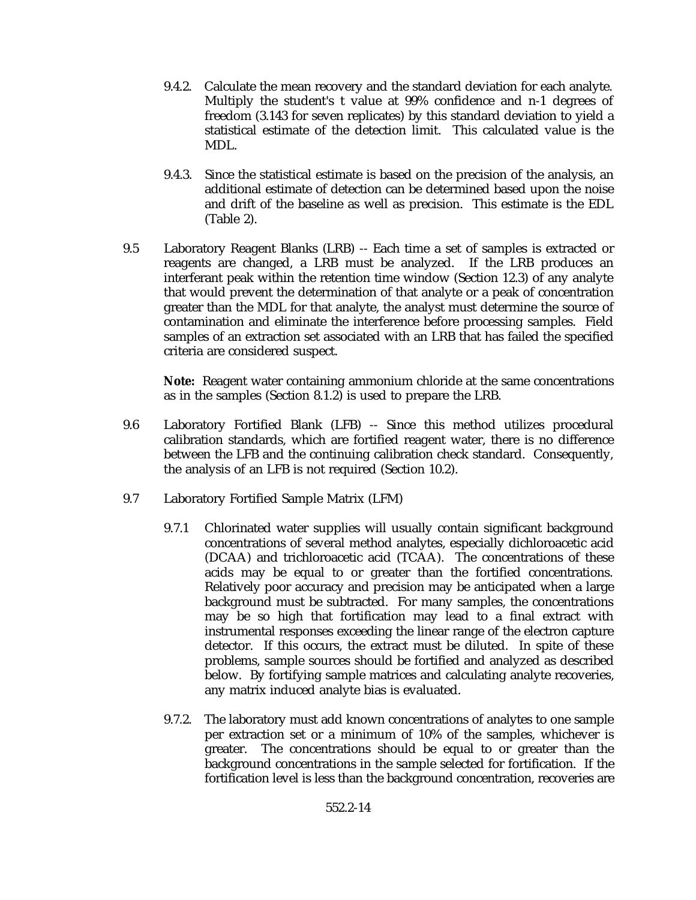9.4.2. Calculate the mean recovery and the standard deviation for each analyte. Multiply the student's t value at 99% confidence and n-1 degrees of freedom (3.143 for seven replicates) by this standard deviation to yield a statistical estimate of the detection limit. This calculated value is the MDL.

9.4.3. Since the statistical estimate is based on the precision of the analysis, an additional estimate of detection can be determined based upon the noise and drift of the baseline as well as precision. This estimate is the EDL (Table 2).

9.5 Laboratory Reagent Blanks (LRB) -- Each time a set of samples is extracted or reagents are changed, a LRB must be analyzed. If the LRB produces an interferant peak within the retention time window (Section 12.3) of any analyte that would prevent the determination of that analyte or a peak of concentration greater than the MDL for that analyte, the analyst must determine the source of contamination and eliminate the interference before processing samples. Field samples of an extraction set associated with an LRB that has failed the specified criteria are considered suspect.

**Note:** Reagent water containing ammonium chloride at the same concentrations as in the samples (Section 8.1.2) is used to prepare the LRB.

9.6 Laboratory Fortified Blank (LFB) -- Since this method utilizes procedural calibration standards, which are fortified reagent water, there is no difference between the LFB and the continuing calibration check standard. Consequently, the analysis of an LFB is not required (Section 10.2).

9.7 Laboratory Fortified Sample Matrix (LFM)

9.7.1 Chlorinated water supplies will usually contain significant background concentrations of several method analytes, especially dichloroacetic acid (DCAA) and trichloroacetic acid (TCAA). The concentrations of these acids may be equal to or greater than the fortified concentrations. Relatively poor accuracy and precision may be anticipated when a large background must be subtracted. For many samples, the concentrations may be so high that fortification may lead to a final extract with instrumental responses exceeding the linear range of the electron capture detector. If this occurs, the extract must be diluted. In spite of these problems, sample sources should be fortified and analyzed as described below. By fortifying sample matrices and calculating analyte recoveries, any matrix induced analyte bias is evaluated.

9.7.2. The laboratory must add known concentrations of analytes to one sample per extraction set or a minimum of 10% of the samples, whichever is greater. The concentrations should be equal to or greater than the background concentrations in the sample selected for fortification. If the fortification level is less than the background concentration, recoveries are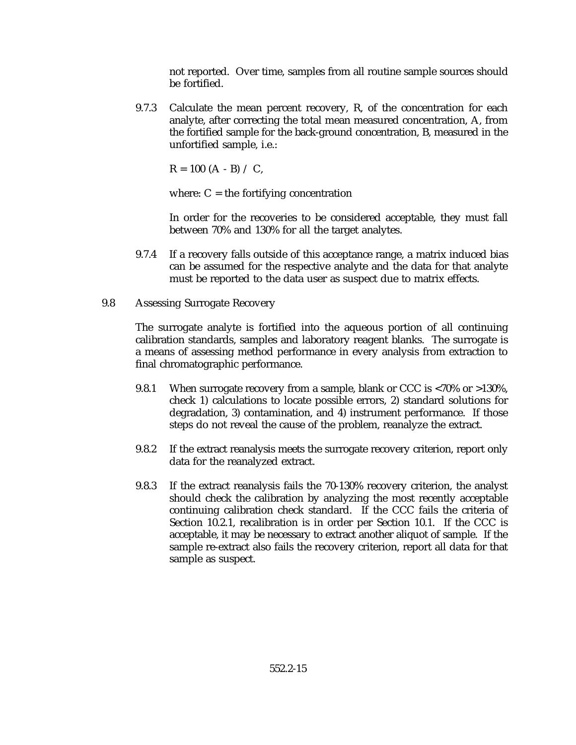not reported. Over time, samples from all routine sample sources should be fortified.

9.7.3 Calculate the mean percent recovery, R, of the concentration for each analyte, after correcting the total mean measured concentration, A, from the fortified sample for the back-ground concentration, B, measured in the unfortified sample, i.e.:

$R = 100 (A - B) / C$,

where: $C$ = the fortifying concentration

In order for the recoveries to be considered acceptable, they must fall between 70% and 130% for all the target analytes.

9.7.4 If a recovery falls outside of this acceptance range, a matrix induced bias can be assumed for the respective analyte and the data for that analyte must be reported to the data user as suspect due to matrix effects.

9.8 Assessing Surrogate Recovery

The surrogate analyte is fortified into the aqueous portion of all continuing calibration standards, samples and laboratory reagent blanks. The surrogate is a means of assessing method performance in every analysis from extraction to final chromatographic performance.

9.8.1 When surrogate recovery from a sample, blank or CCC is <70% or >130%, check 1) calculations to locate possible errors, 2) standard solutions for degradation, 3) contamination, and 4) instrument performance. If those steps do not reveal the cause of the problem, reanalyze the extract.

9.8.2 If the extract reanalysis meets the surrogate recovery criterion, report only data for the reanalyzed extract.

9.8.3 If the extract reanalysis fails the 70-130% recovery criterion, the analyst should check the calibration by analyzing the most recently acceptable continuing calibration check standard. If the CCC fails the criteria of Section 10.2.1, recalibration is in order per Section 10.1. If the CCC is acceptable, it may be necessary to extract another aliquot of sample. If the sample re-extract also fails the recovery criterion, report all data for that sample as suspect.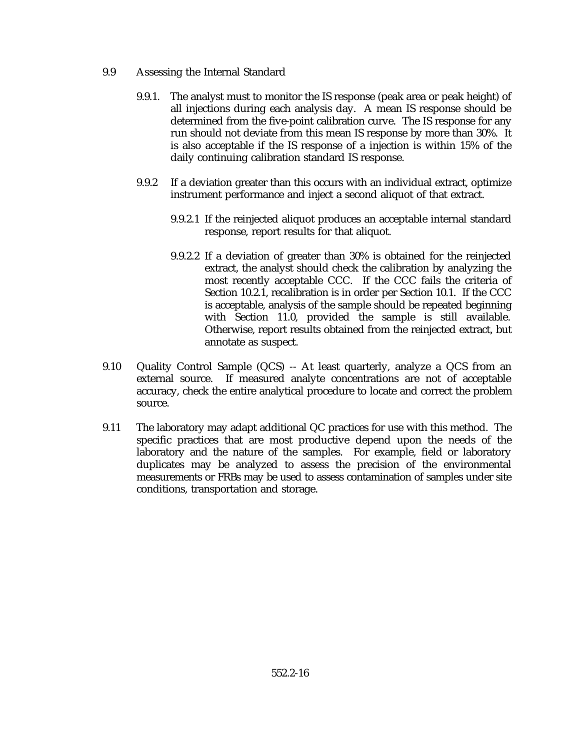9.9 Assessing the Internal Standard

9.9.1. The analyst must to monitor the IS response (peak area or peak height) of all injections during each analysis day. A mean IS response should be determined from the five-point calibration curve. The IS response for any run should not deviate from this mean IS response by more than 30%. It is also acceptable if the IS response of a injection is within 15% of the daily continuing calibration standard IS response.

9.9.2 If a deviation greater than this occurs with an individual extract, optimize instrument performance and inject a second aliquot of that extract.

9.9.2.1 If the reinjected aliquot produces an acceptable internal standard response, report results for that aliquot.

9.9.2.2 If a deviation of greater than 30% is obtained for the reinjected extract, the analyst should check the calibration by analyzing the most recently acceptable CCC. If the CCC fails the criteria of Section 10.2.1, recalibration is in order per Section 10.1. If the CCC is acceptable, analysis of the sample should be repeated beginning with Section 11.0, provided the sample is still available. Otherwise, report results obtained from the reinjected extract, but annotate as suspect.

9.10 Quality Control Sample (QCS) -- At least quarterly, analyze a QCS from an external source. If measured analyte concentrations are not of acceptable accuracy, check the entire analytical procedure to locate and correct the problem source.

9.11 The laboratory may adapt additional QC practices for use with this method. The specific practices that are most productive depend upon the needs of the laboratory and the nature of the samples. For example, field or laboratory duplicates may be analyzed to assess the precision of the environmental measurements or FRBs may be used to assess contamination of samples under site conditions, transportation and storage.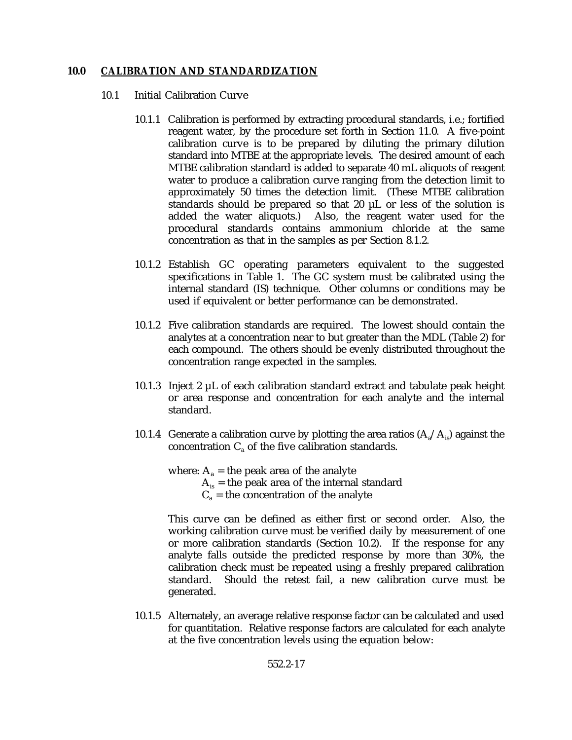## 10.0 CALIBRATION AND STANDARDIZATION

### 10.1 Initial Calibration Curve

10.1.1 Calibration is performed by extracting procedural standards, i.e.; fortified reagent water, by the procedure set forth in Section 11.0. A five-point calibration curve is to be prepared by diluting the primary dilution standard into MTBE at the appropriate levels. The desired amount of each MTBE calibration standard is added to separate 40 mL aliquots of reagent water to produce a calibration curve ranging from the detection limit to approximately 50 times the detection limit. (These MTBE calibration standards should be prepared so that 20 µL or less of the solution is added the water aliquots.) Also, the reagent water used for the procedural standards contains ammonium chloride at the same concentration as that in the samples as per Section 8.1.2.

10.1.2 Establish GC operating parameters equivalent to the suggested specifications in Table 1. The GC system must be calibrated using the internal standard (IS) technique. Other columns or conditions may be used if equivalent or better performance can be demonstrated.

10.1.2 Five calibration standards are required. The lowest should contain the analytes at a concentration near to but greater than the MDL (Table 2) for each compound. The others should be evenly distributed throughout the concentration range expected in the samples.

10.1.3 Inject 2 µL of each calibration standard extract and tabulate peak height or area response and concentration for each analyte and the internal standard.

10.1.4 Generate a calibration curve by plotting the area ratios ($A_a/A_{is}$) against the concentration $C_a$ of the five calibration standards.

where: $A_a$ = the peak area of the analyte
$A_{is}$ = the peak area of the internal standard
$C_a$ = the concentration of the analyte

This curve can be defined as either first or second order. Also, the working calibration curve must be verified daily by measurement of one or more calibration standards (Section 10.2). If the response for any analyte falls outside the predicted response by more than 30%, the calibration check must be repeated using a freshly prepared calibration standard. Should the retest fail, a new calibration curve must be generated.

10.1.5 Alternately, an average relative response factor can be calculated and used for quantitation. Relative response factors are calculated for each analyte at the five concentration levels using the equation below: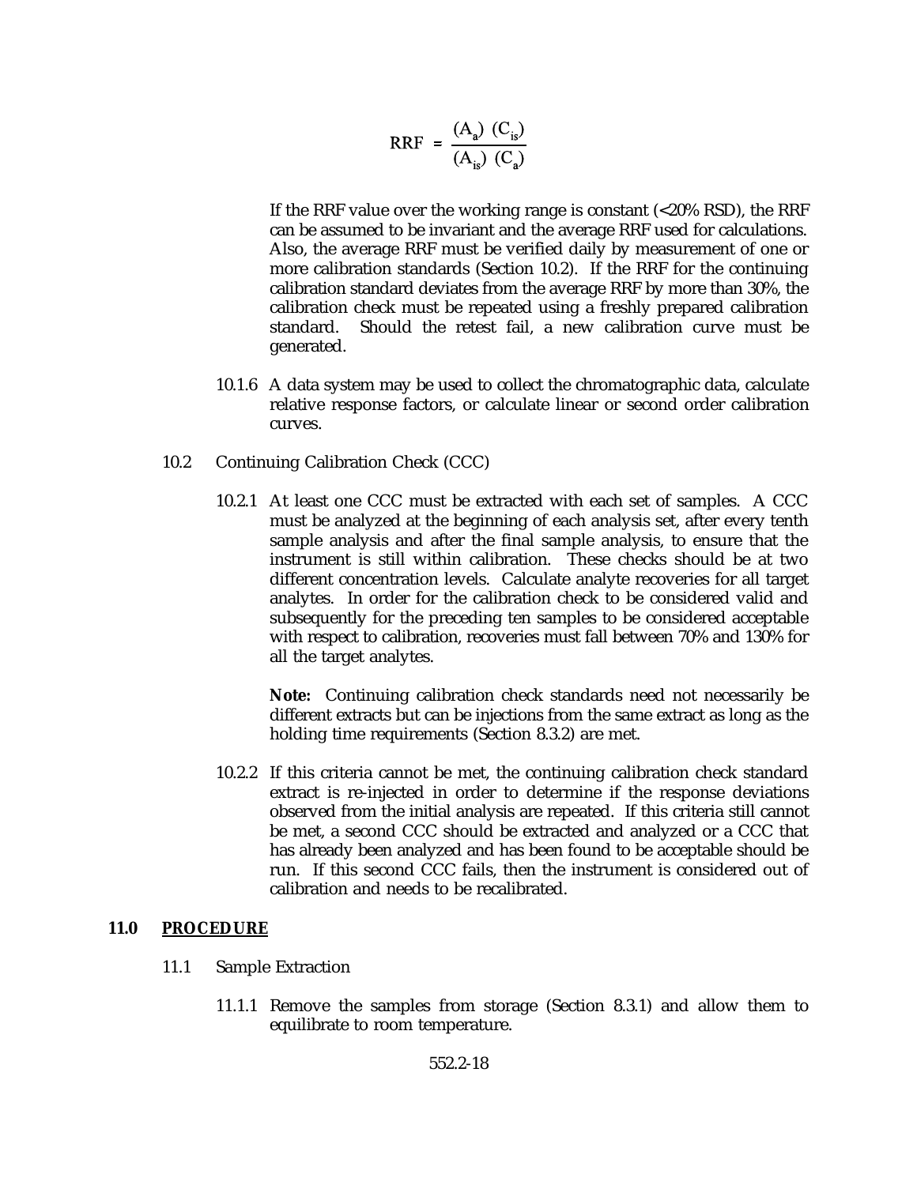$$RRF = \frac{(A_a)\ (C_{is})}{(A_{is})\ (C_a)}$$

If the RRF value over the working range is constant (<20% RSD), the RRF can be assumed to be invariant and the average RRF used for calculations. Also, the average RRF must be verified daily by measurement of one or more calibration standards (Section 10.2). If the RRF for the continuing calibration standard deviates from the average RRF by more than 30%, the calibration check must be repeated using a freshly prepared calibration standard. Should the retest fail, a new calibration curve must be generated.

10.1.6 A data system may be used to collect the chromatographic data, calculate relative response factors, or calculate linear or second order calibration curves.

10.2 Continuing Calibration Check (CCC)

10.2.1 At least one CCC must be extracted with each set of samples. A CCC must be analyzed at the beginning of each analysis set, after every tenth sample analysis and after the final sample analysis, to ensure that the instrument is still within calibration. These checks should be at two different concentration levels. Calculate analyte recoveries for all target analytes. In order for the calibration check to be considered valid and subsequently for the preceding ten samples to be considered acceptable with respect to calibration, recoveries must fall between 70% and 130% for all the target analytes.

**Note:** Continuing calibration check standards need not necessarily be different extracts but can be injections from the same extract as long as the holding time requirements (Section 8.3.2) are met.

10.2.2 If this criteria cannot be met, the continuing calibration check standard extract is re-injected in order to determine if the response deviations observed from the initial analysis are repeated. If this criteria still cannot be met, a second CCC should be extracted and analyzed or a CCC that has already been analyzed and has been found to be acceptable should be run. If this second CCC fails, then the instrument is considered out of calibration and needs to be recalibrated.

## 11.0 PROCEDURE

11.1 Sample Extraction

11.1.1 Remove the samples from storage (Section 8.3.1) and allow them to equilibrate to room temperature.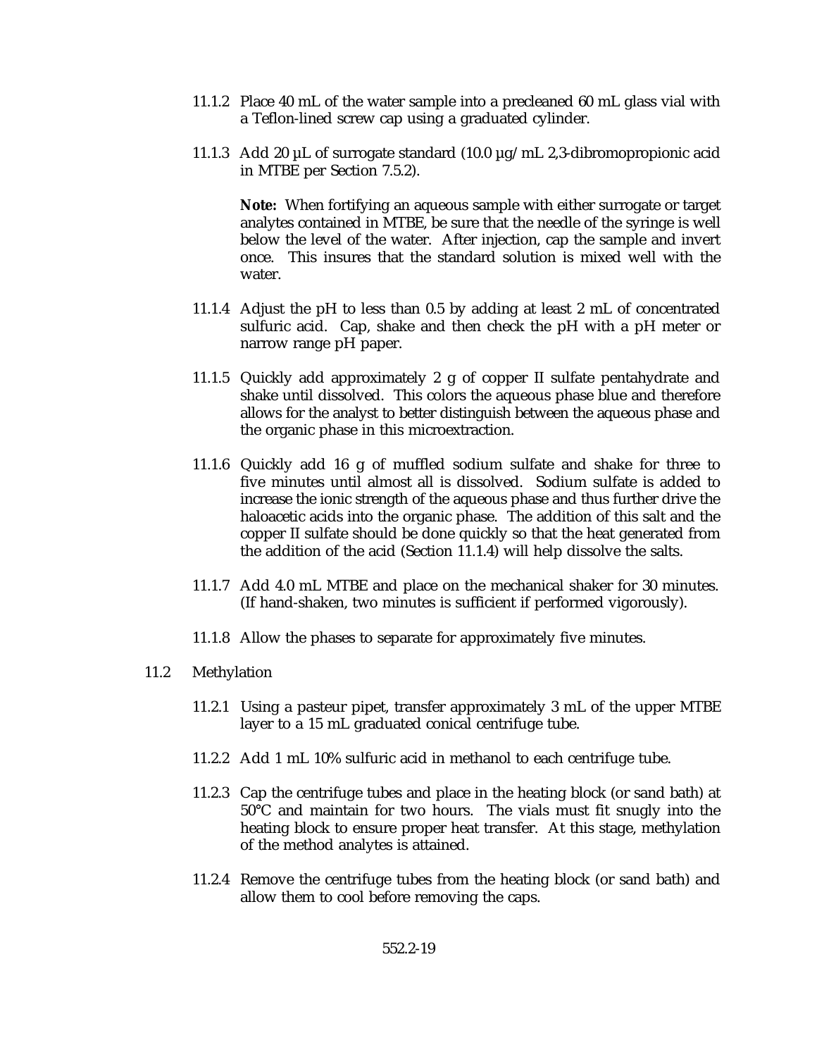11.1.2 Place 40 mL of the water sample into a precleaned 60 mL glass vial with a Teflon-lined screw cap using a graduated cylinder.

11.1.3 Add 20 µL of surrogate standard (10.0 µg/mL 2,3-dibromopropionic acid in MTBE per Section 7.5.2).

**Note:** When fortifying an aqueous sample with either surrogate or target analytes contained in MTBE, be sure that the needle of the syringe is well below the level of the water. After injection, cap the sample and invert once. This insures that the standard solution is mixed well with the water.

11.1.4 Adjust the pH to less than 0.5 by adding at least 2 mL of concentrated sulfuric acid. Cap, shake and then check the pH with a pH meter or narrow range pH paper.

11.1.5 Quickly add approximately 2 g of copper II sulfate pentahydrate and shake until dissolved. This colors the aqueous phase blue and therefore allows for the analyst to better distinguish between the aqueous phase and the organic phase in this microextraction.

11.1.6 Quickly add 16 g of muffled sodium sulfate and shake for three to five minutes until almost all is dissolved. Sodium sulfate is added to increase the ionic strength of the aqueous phase and thus further drive the haloacetic acids into the organic phase. The addition of this salt and the copper II sulfate should be done quickly so that the heat generated from the addition of the acid (Section 11.1.4) will help dissolve the salts.

11.1.7 Add 4.0 mL MTBE and place on the mechanical shaker for 30 minutes. (If hand-shaken, two minutes is sufficient if performed vigorously).

11.1.8 Allow the phases to separate for approximately five minutes.

11.2 Methylation

11.2.1 Using a pasteur pipet, transfer approximately 3 mL of the upper MTBE layer to a 15 mL graduated conical centrifuge tube.

11.2.2 Add 1 mL 10% sulfuric acid in methanol to each centrifuge tube.

11.2.3 Cap the centrifuge tubes and place in the heating block (or sand bath) at 50°C and maintain for two hours. The vials must fit snugly into the heating block to ensure proper heat transfer. At this stage, methylation of the method analytes is attained.

11.2.4 Remove the centrifuge tubes from the heating block (or sand bath) and allow them to cool before removing the caps.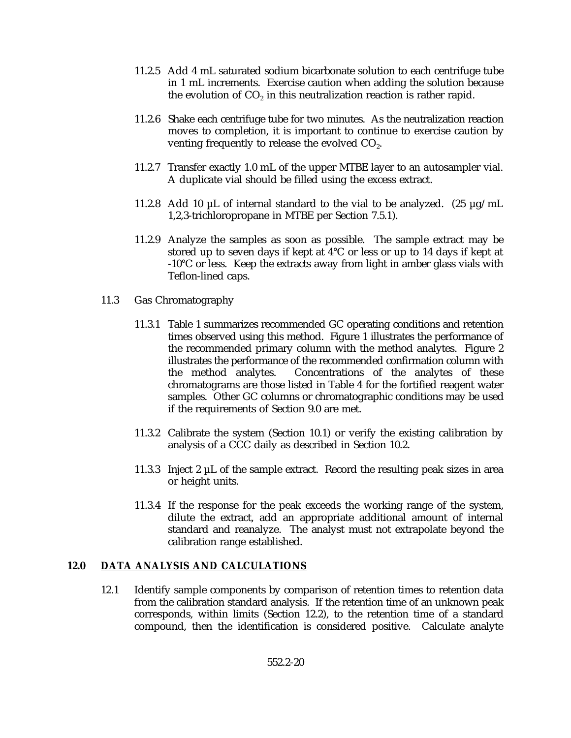11.2.5 Add 4 mL saturated sodium bicarbonate solution to each centrifuge tube in 1 mL increments. Exercise caution when adding the solution because the evolution of $CO_2$ in this neutralization reaction is rather rapid.

11.2.6 Shake each centrifuge tube for two minutes. As the neutralization reaction moves to completion, it is important to continue to exercise caution by venting frequently to release the evolved $CO_2$.

11.2.7 Transfer exactly 1.0 mL of the upper MTBE layer to an autosampler vial. A duplicate vial should be filled using the excess extract.

11.2.8 Add 10 µL of internal standard to the vial to be analyzed. (25 µg/mL 1,2,3-trichloropropane in MTBE per Section 7.5.1).

11.2.9 Analyze the samples as soon as possible. The sample extract may be stored up to seven days if kept at 4°C or less or up to 14 days if kept at -10°C or less. Keep the extracts away from light in amber glass vials with Teflon-lined caps.

11.3 Gas Chromatography

11.3.1 Table 1 summarizes recommended GC operating conditions and retention times observed using this method. Figure 1 illustrates the performance of the recommended primary column with the method analytes. Figure 2 illustrates the performance of the recommended confirmation column with the method analytes. Concentrations of the analytes of these chromatograms are those listed in Table 4 for the fortified reagent water samples. Other GC columns or chromatographic conditions may be used if the requirements of Section 9.0 are met.

11.3.2 Calibrate the system (Section 10.1) or verify the existing calibration by analysis of a CCC daily as described in Section 10.2.

11.3.3 Inject 2 µL of the sample extract. Record the resulting peak sizes in area or height units.

11.3.4 If the response for the peak exceeds the working range of the system, dilute the extract, add an appropriate additional amount of internal standard and reanalyze. The analyst must not extrapolate beyond the calibration range established.

## 12.0 DATA ANALYSIS AND CALCULATIONS

12.1 Identify sample components by comparison of retention times to retention data from the calibration standard analysis. If the retention time of an unknown peak corresponds, within limits (Section 12.2), to the retention time of a standard compound, then the identification is considered positive. Calculate analyte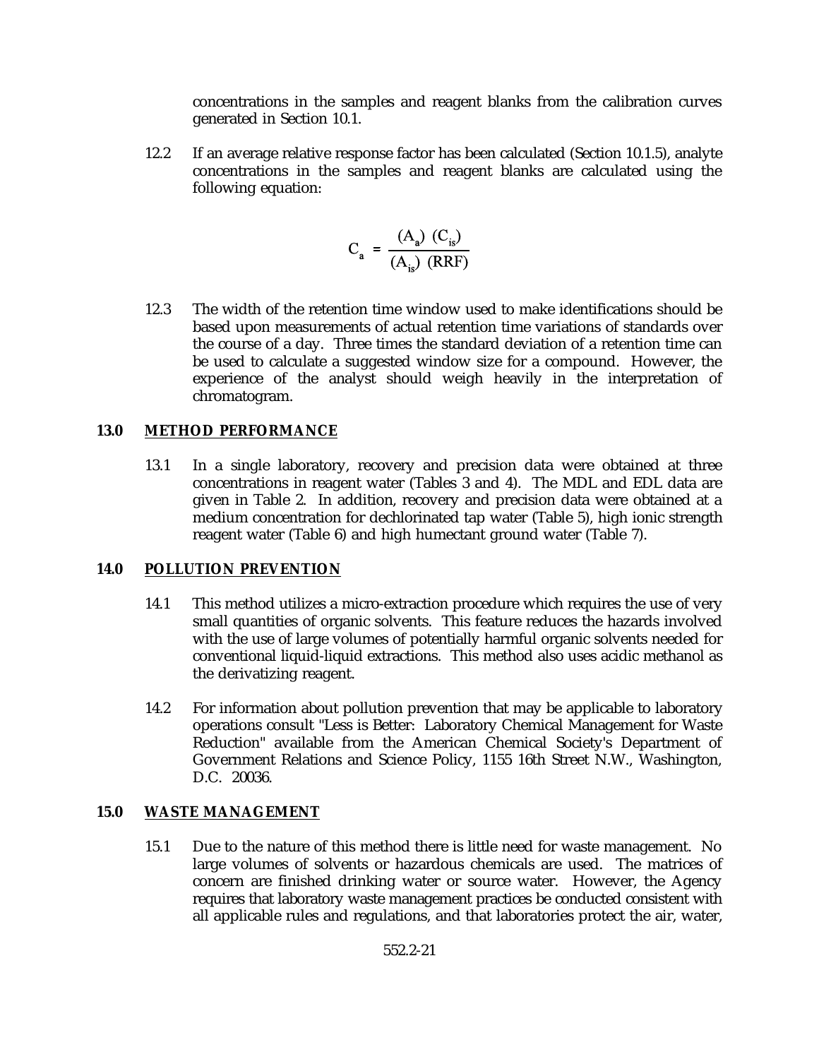concentrations in the samples and reagent blanks from the calibration curves generated in Section 10.1.

12.2 If an average relative response factor has been calculated (Section 10.1.5), analyte concentrations in the samples and reagent blanks are calculated using the following equation:

$$C_a = \frac{(A_a)\ (C_{is})}{(A_{is})\ (RRF)}$$

12.3 The width of the retention time window used to make identifications should be based upon measurements of actual retention time variations of standards over the course of a day. Three times the standard deviation of a retention time can be used to calculate a suggested window size for a compound. However, the experience of the analyst should weigh heavily in the interpretation of chromatogram.

## 13.0 METHOD PERFORMANCE

13.1 In a single laboratory, recovery and precision data were obtained at three concentrations in reagent water (Tables 3 and 4). The MDL and EDL data are given in Table 2. In addition, recovery and precision data were obtained at a medium concentration for dechlorinated tap water (Table 5), high ionic strength reagent water (Table 6) and high humectant ground water (Table 7).

## 14.0 POLLUTION PREVENTION

14.1 This method utilizes a micro-extraction procedure which requires the use of very small quantities of organic solvents. This feature reduces the hazards involved with the use of large volumes of potentially harmful organic solvents needed for conventional liquid-liquid extractions. This method also uses acidic methanol as the derivatizing reagent.

14.2 For information about pollution prevention that may be applicable to laboratory operations consult "Less is Better: Laboratory Chemical Management for Waste Reduction" available from the American Chemical Society's Department of Government Relations and Science Policy, 1155 16th Street N.W., Washington, D.C. 20036.

## 15.0 WASTE MANAGEMENT

15.1 Due to the nature of this method there is little need for waste management. No large volumes of solvents or hazardous chemicals are used. The matrices of concern are finished drinking water or source water. However, the Agency requires that laboratory waste management practices be conducted consistent with all applicable rules and regulations, and that laboratories protect the air, water,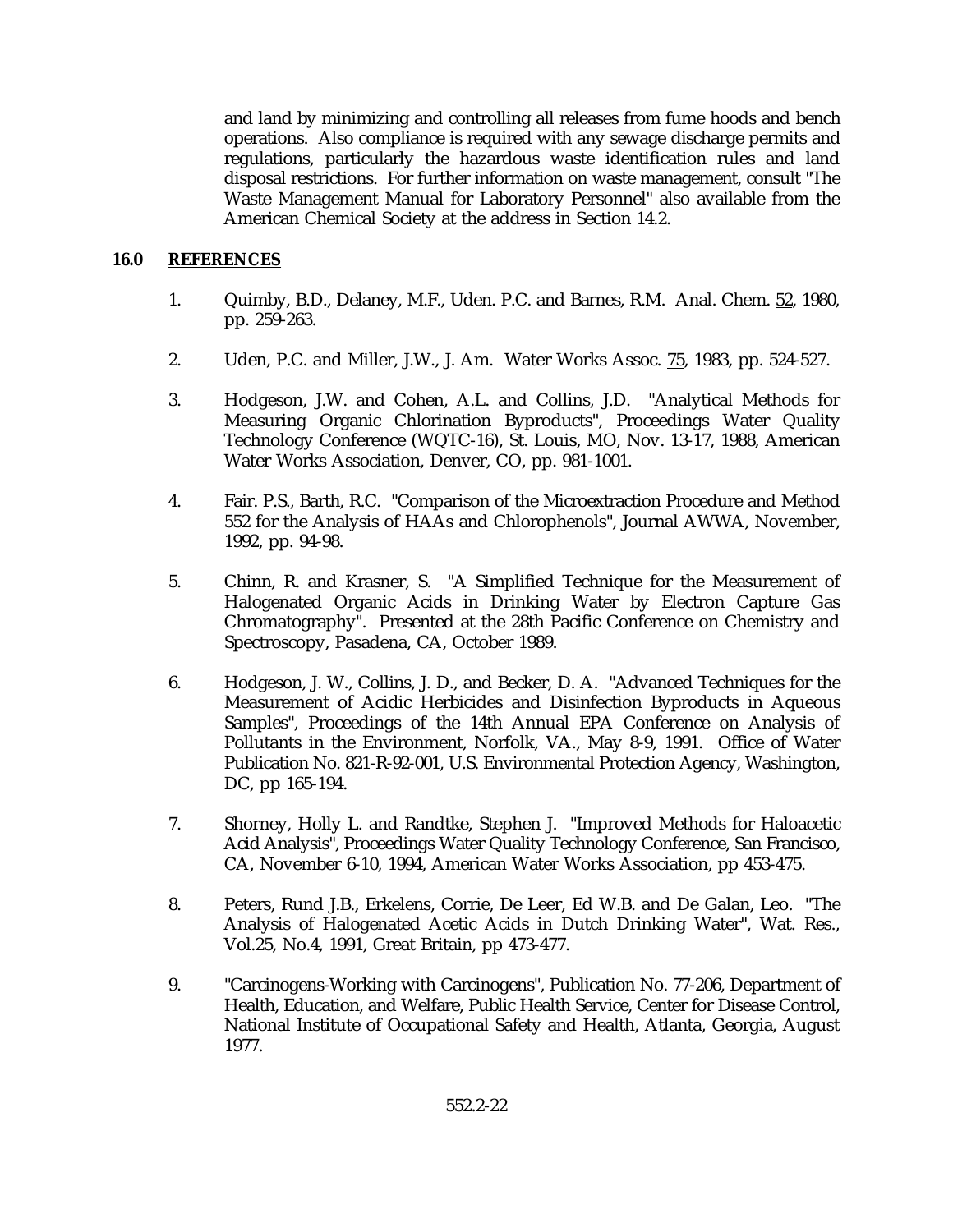and land by minimizing and controlling all releases from fume hoods and bench operations. Also compliance is required with any sewage discharge permits and regulations, particularly the hazardous waste identification rules and land disposal restrictions. For further information on waste management, consult "The Waste Management Manual for Laboratory Personnel" also available from the American Chemical Society at the address in Section 14.2.

## 16.0 REFERENCES

1. Quimby, B.D., Delaney, M.F., Uden. P.C. and Barnes, R.M. Anal. Chem. 52, 1980, pp. 259-263.

2. Uden, P.C. and Miller, J.W., J. Am. Water Works Assoc. 75, 1983, pp. 524-527.

3. Hodgeson, J.W. and Cohen, A.L. and Collins, J.D. "Analytical Methods for Measuring Organic Chlorination Byproducts", Proceedings Water Quality Technology Conference (WQTC-16), St. Louis, MO, Nov. 13-17, 1988, American Water Works Association, Denver, CO, pp. 981-1001.

4. Fair. P.S., Barth, R.C. "Comparison of the Microextraction Procedure and Method 552 for the Analysis of HAAs and Chlorophenols", Journal AWWA, November, 1992, pp. 94-98.

5. Chinn, R. and Krasner, S. "A Simplified Technique for the Measurement of Halogenated Organic Acids in Drinking Water by Electron Capture Gas Chromatography". Presented at the 28th Pacific Conference on Chemistry and Spectroscopy, Pasadena, CA, October 1989.

6. Hodgeson, J. W., Collins, J. D., and Becker, D. A. "Advanced Techniques for the Measurement of Acidic Herbicides and Disinfection Byproducts in Aqueous Samples", Proceedings of the 14th Annual EPA Conference on Analysis of Pollutants in the Environment, Norfolk, VA., May 8-9, 1991. Office of Water Publication No. 821-R-92-001, U.S. Environmental Protection Agency, Washington, DC, pp 165-194.

7. Shorney, Holly L. and Randtke, Stephen J. "Improved Methods for Haloacetic Acid Analysis", Proceedings Water Quality Technology Conference, San Francisco, CA, November 6-10, 1994, American Water Works Association, pp 453-475.

8. Peters, Rund J.B., Erkelens, Corrie, De Leer, Ed W.B. and De Galan, Leo. "The Analysis of Halogenated Acetic Acids in Dutch Drinking Water", Wat. Res., Vol.25, No.4, 1991, Great Britain, pp 473-477.

9. "Carcinogens-Working with Carcinogens", Publication No. 77-206, Department of Health, Education, and Welfare, Public Health Service, Center for Disease Control, National Institute of Occupational Safety and Health, Atlanta, Georgia, August 1977.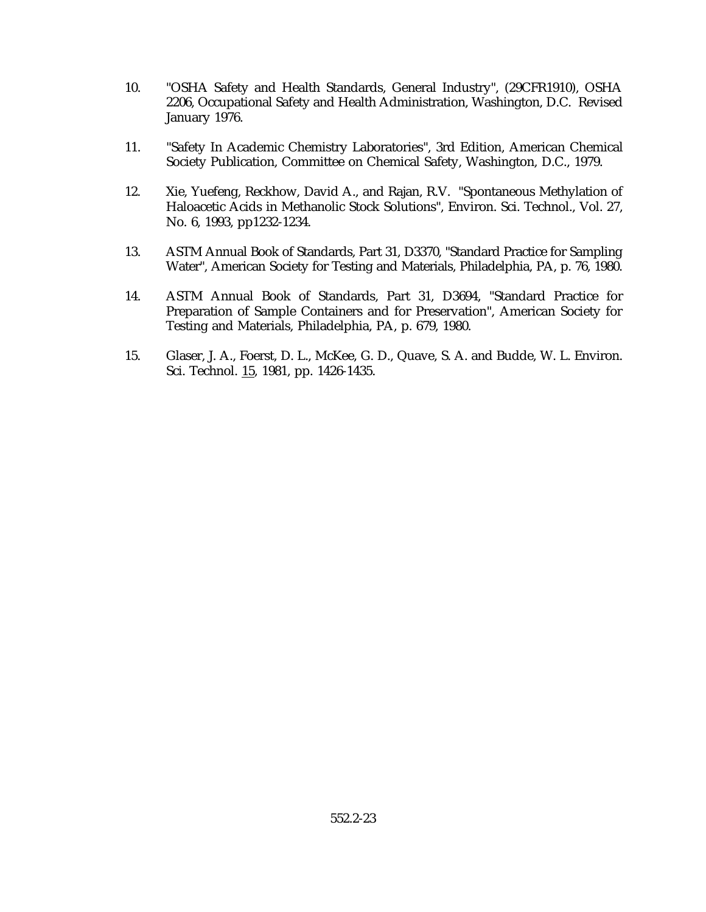10. "OSHA Safety and Health Standards, General Industry", (29CFR1910), OSHA 2206, Occupational Safety and Health Administration, Washington, D.C. Revised January 1976.

11. "Safety In Academic Chemistry Laboratories", 3rd Edition, American Chemical Society Publication, Committee on Chemical Safety, Washington, D.C., 1979.

12. Xie, Yuefeng, Reckhow, David A., and Rajan, R.V. "Spontaneous Methylation of Haloacetic Acids in Methanolic Stock Solutions", Environ. Sci. Technol., Vol. 27, No. 6, 1993, pp1232-1234.

13. ASTM Annual Book of Standards, Part 31, D3370, "Standard Practice for Sampling Water", American Society for Testing and Materials, Philadelphia, PA, p. 76, 1980.

14. ASTM Annual Book of Standards, Part 31, D3694, "Standard Practice for Preparation of Sample Containers and for Preservation", American Society for Testing and Materials, Philadelphia, PA, p. 679, 1980.

15. Glaser, J. A., Foerst, D. L., McKee, G. D., Quave, S. A. and Budde, W. L. Environ. Sci. Technol. 15, 1981, pp. 1426-1435.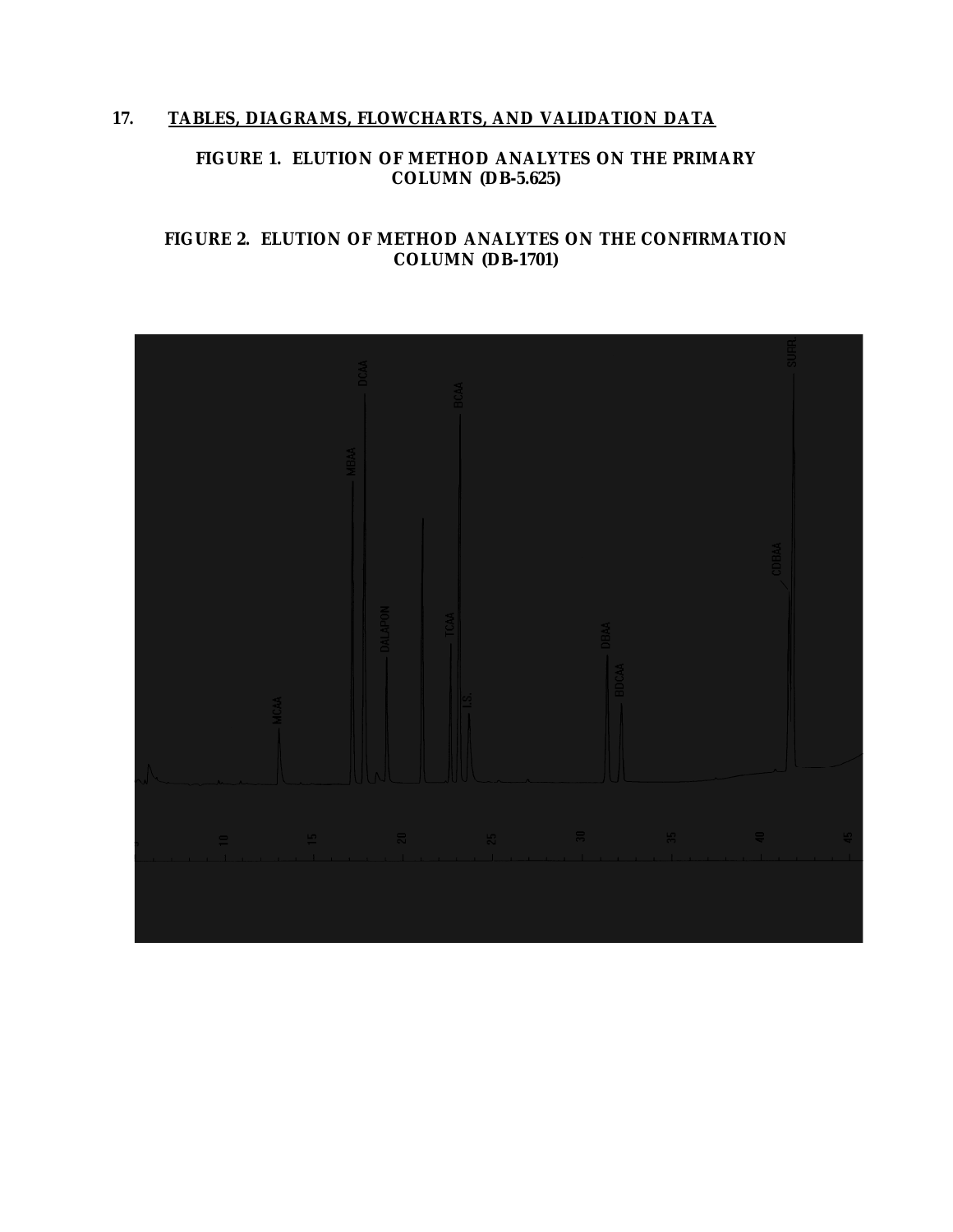## 17. TABLES, DIAGRAMS, FLOWCHARTS, AND VALIDATION DATA

**FIGURE 1. ELUTION OF METHOD ANALYTES ON THE PRIMARY COLUMN (DB-5.625)**

**FIGURE 2. ELUTION OF METHOD ANALYTES ON THE CONFIRMATION COLUMN (DB-1701)**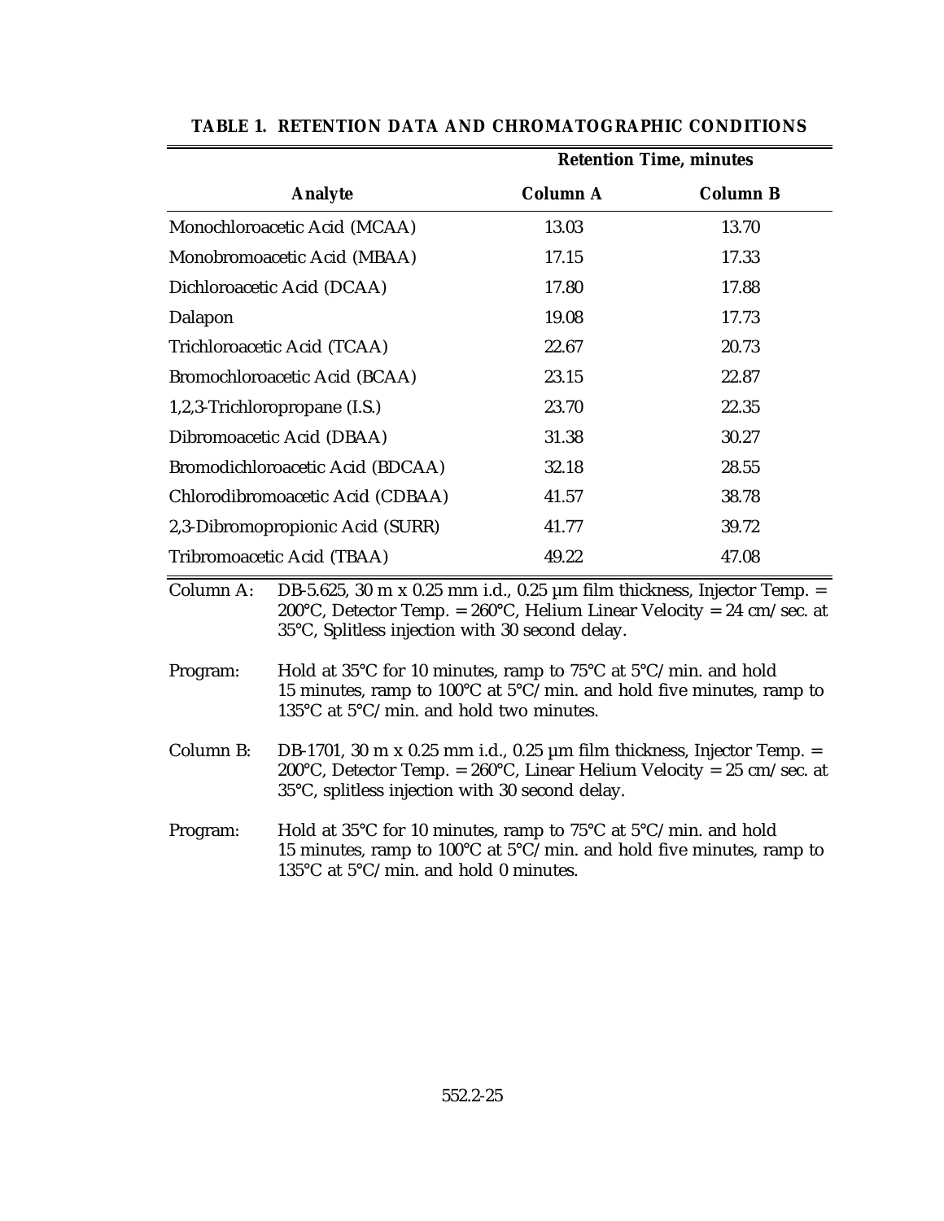## TABLE 1. RETENTION DATA AND CHROMATOGRAPHIC CONDITIONS

| | Retention Time, minutes | |
|---|---|---|
| **Analyte** | **Column A** | **Column B** |
| Monochloroacetic Acid (MCAA) | 13.03 | 13.70 |
| Monobromoacetic Acid (MBAA) | 17.15 | 17.33 |
| Dichloroacetic Acid (DCAA) | 17.80 | 17.88 |
| Dalapon | 19.08 | 17.73 |
| Trichloroacetic Acid (TCAA) | 22.67 | 20.73 |
| Bromochloroacetic Acid (BCAA) | 23.15 | 22.87 |
| 1,2,3-Trichloropropane (I.S.) | 23.70 | 22.35 |
| Dibromoacetic Acid (DBAA) | 31.38 | 30.27 |
| Bromodichloroacetic Acid (BDCAA) | 32.18 | 28.55 |
| Chlorodibromoacetic Acid (CDBAA) | 41.57 | 38.78 |
| 2,3-Dibromopropionic Acid (SURR) | 41.77 | 39.72 |
| Tribromoacetic Acid (TBAA) | 49.22 | 47.08 |

Column A: DB-5.625, 30 m x 0.25 mm i.d., 0.25 µm film thickness, Injector Temp. = 200°C, Detector Temp. = 260°C, Helium Linear Velocity = 24 cm/sec. at 35°C, Splitless injection with 30 second delay.

Program: Hold at 35°C for 10 minutes, ramp to 75°C at 5°C/min. and hold 15 minutes, ramp to 100°C at 5°C/min. and hold five minutes, ramp to 135°C at 5°C/min. and hold two minutes.

Column B: DB-1701, 30 m x 0.25 mm i.d., 0.25 µm film thickness, Injector Temp. = 200°C, Detector Temp. = 260°C, Linear Helium Velocity = 25 cm/sec. at 35°C, splitless injection with 30 second delay.

Program: Hold at 35°C for 10 minutes, ramp to 75°C at 5°C/min. and hold 15 minutes, ramp to 100°C at 5°C/min. and hold five minutes, ramp to 135°C at 5°C/min. and hold 0 minutes.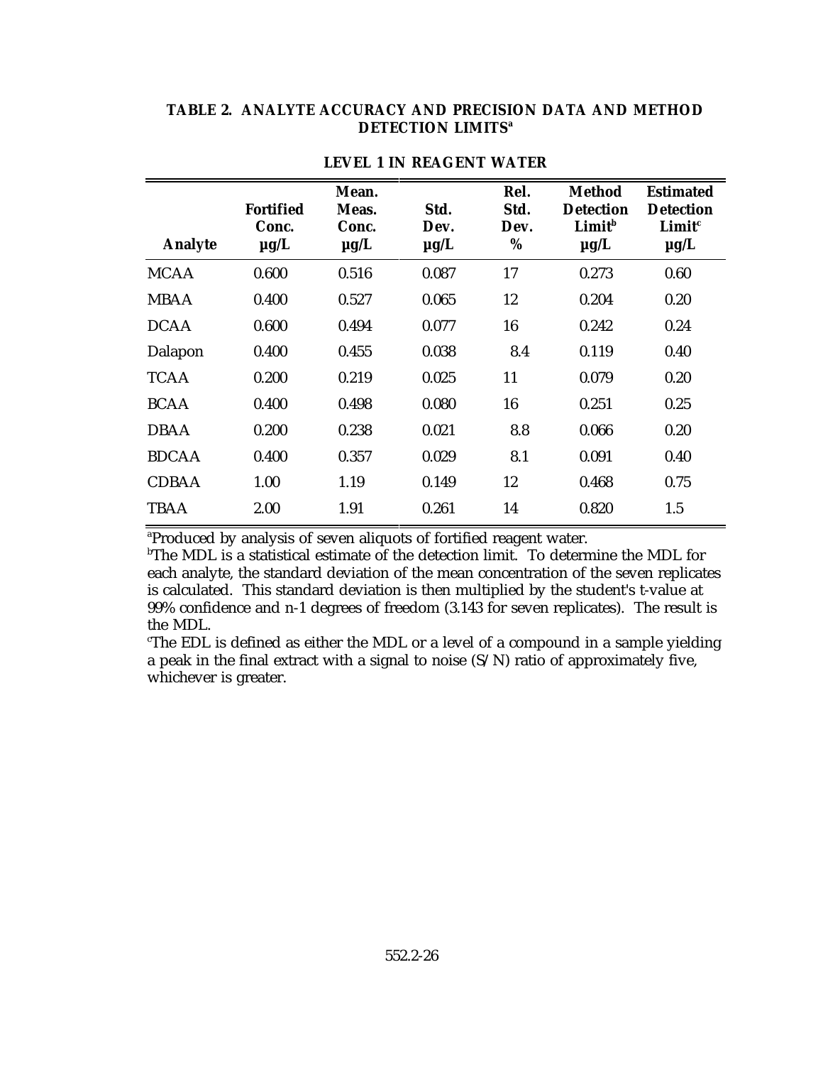**TABLE 2. ANALYTE ACCURACY AND PRECISION DATA AND METHOD DETECTION LIMITS[a]**

**LEVEL 1 IN REAGENT WATER**

| Analyte | Fortified Conc. µg/L | Mean. Meas. Conc. µg/L | Std. Dev. µg/L | Rel. Std. Dev. % | Method Detection Limit[b] µg/L | Estimated Detection Limit[c] µg/L |
|---|---|---|---|---|---|---|
| MCAA | 0.600 | 0.516 | 0.087 | 17 | 0.273 | 0.60 |
| MBAA | 0.400 | 0.527 | 0.065 | 12 | 0.204 | 0.20 |
| DCAA | 0.600 | 0.494 | 0.077 | 16 | 0.242 | 0.24 |
| Dalapon | 0.400 | 0.455 | 0.038 | 8.4 | 0.119 | 0.40 |
| TCAA | 0.200 | 0.219 | 0.025 | 11 | 0.079 | 0.20 |
| BCAA | 0.400 | 0.498 | 0.080 | 16 | 0.251 | 0.25 |
| DBAA | 0.200 | 0.238 | 0.021 | 8.8 | 0.066 | 0.20 |
| BDCAA | 0.400 | 0.357 | 0.029 | 8.1 | 0.091 | 0.40 |
| CDBAA | 1.00 | 1.19 | 0.149 | 12 | 0.468 | 0.75 |
| TBAA | 2.00 | 1.91 | 0.261 | 14 | 0.820 | 1.5 |

[a]Produced by analysis of seven aliquots of fortified reagent water.

[b]The MDL is a statistical estimate of the detection limit. To determine the MDL for each analyte, the standard deviation of the mean concentration of the seven replicates is calculated. This standard deviation is then multiplied by the student's t-value at 99% confidence and n-1 degrees of freedom (3.143 for seven replicates). The result is the MDL.

[c]The EDL is defined as either the MDL or a level of a compound in a sample yielding a peak in the final extract with a signal to noise (S/N) ratio of approximately five, whichever is greater.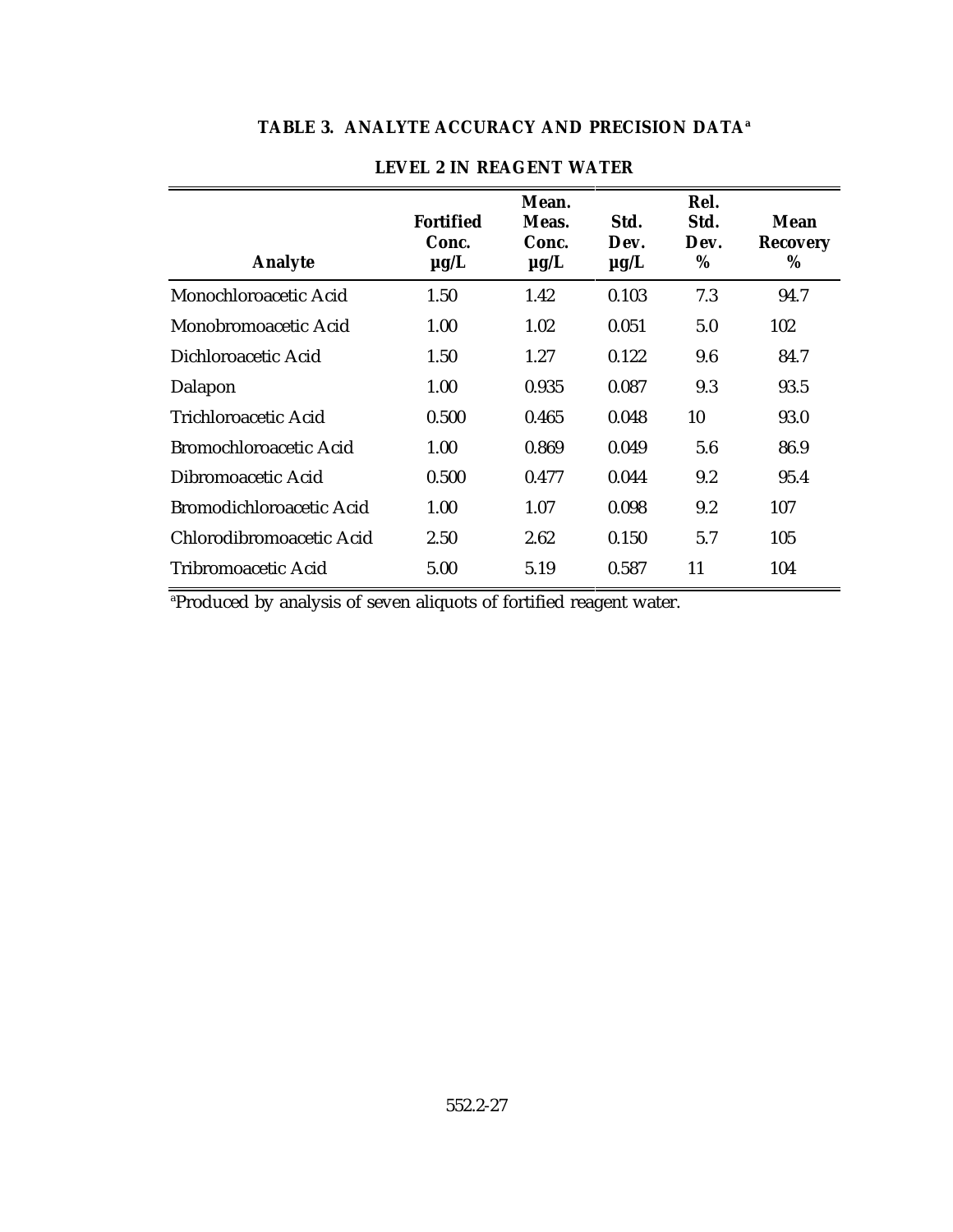**TABLE 3. ANALYTE ACCURACY AND PRECISION DATA[a]**

**LEVEL 2 IN REAGENT WATER**

| Analyte | Fortified Conc. µg/L | Mean. Meas. Conc. µg/L | Std. Dev. µg/L | Rel. Std. Dev. % | Mean Recovery % |
|---|---|---|---|---|---|
| Monochloroacetic Acid | 1.50 | 1.42 | 0.103 | 7.3 | 94.7 |
| Monobromoacetic Acid | 1.00 | 1.02 | 0.051 | 5.0 | 102 |
| Dichloroacetic Acid | 1.50 | 1.27 | 0.122 | 9.6 | 84.7 |
| Dalapon | 1.00 | 0.935 | 0.087 | 9.3 | 93.5 |
| Trichloroacetic Acid | 0.500 | 0.465 | 0.048 | 10 | 93.0 |
| Bromochloroacetic Acid | 1.00 | 0.869 | 0.049 | 5.6 | 86.9 |
| Dibromoacetic Acid | 0.500 | 0.477 | 0.044 | 9.2 | 95.4 |
| Bromodichloroacetic Acid | 1.00 | 1.07 | 0.098 | 9.2 | 107 |
| Chlorodibromoacetic Acid | 2.50 | 2.62 | 0.150 | 5.7 | 105 |
| Tribromoacetic Acid | 5.00 | 5.19 | 0.587 | 11 | 104 |

[a]Produced by analysis of seven aliquots of fortified reagent water.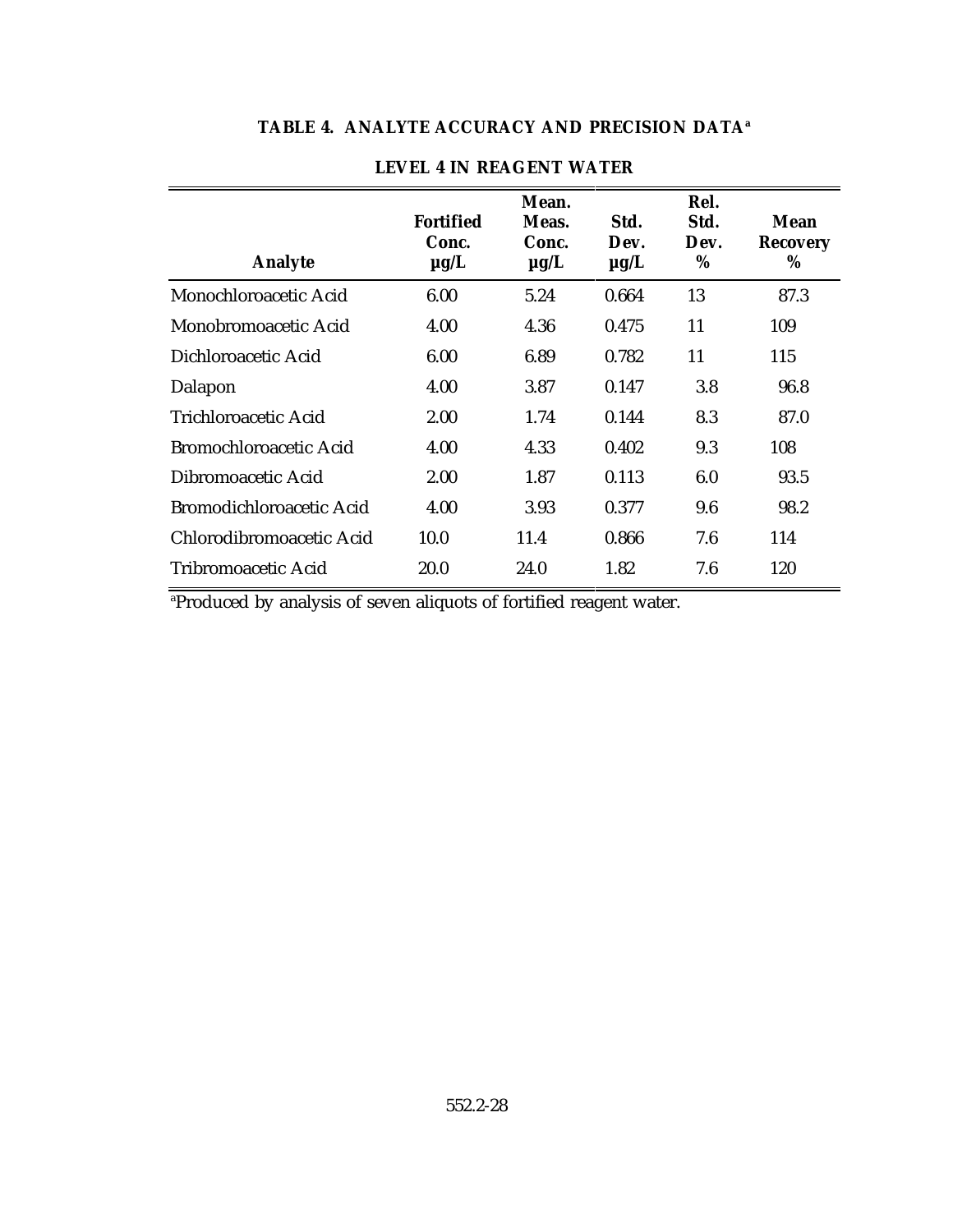## TABLE 4. ANALYTE ACCURACY AND PRECISION DATA[a]

### LEVEL 4 IN REAGENT WATER

| Analyte | Fortified Conc. µg/L | Mean. Meas. Conc. µg/L | Std. Dev. µg/L | Rel. Std. Dev. % | Mean Recovery % |
|---|---|---|---|---|---|
| Monochloroacetic Acid | 6.00 | 5.24 | 0.664 | 13 | 87.3 |
| Monobromoacetic Acid | 4.00 | 4.36 | 0.475 | 11 | 109 |
| Dichloroacetic Acid | 6.00 | 6.89 | 0.782 | 11 | 115 |
| Dalapon | 4.00 | 3.87 | 0.147 | 3.8 | 96.8 |
| Trichloroacetic Acid | 2.00 | 1.74 | 0.144 | 8.3 | 87.0 |
| Bromochloroacetic Acid | 4.00 | 4.33 | 0.402 | 9.3 | 108 |
| Dibromoacetic Acid | 2.00 | 1.87 | 0.113 | 6.0 | 93.5 |
| Bromodichloroacetic Acid | 4.00 | 3.93 | 0.377 | 9.6 | 98.2 |
| Chlorodibromoacetic Acid | 10.0 | 11.4 | 0.866 | 7.6 | 114 |
| Tribromoacetic Acid | 20.0 | 24.0 | 1.82 | 7.6 | 120 |

[a]Produced by analysis of seven aliquots of fortified reagent water.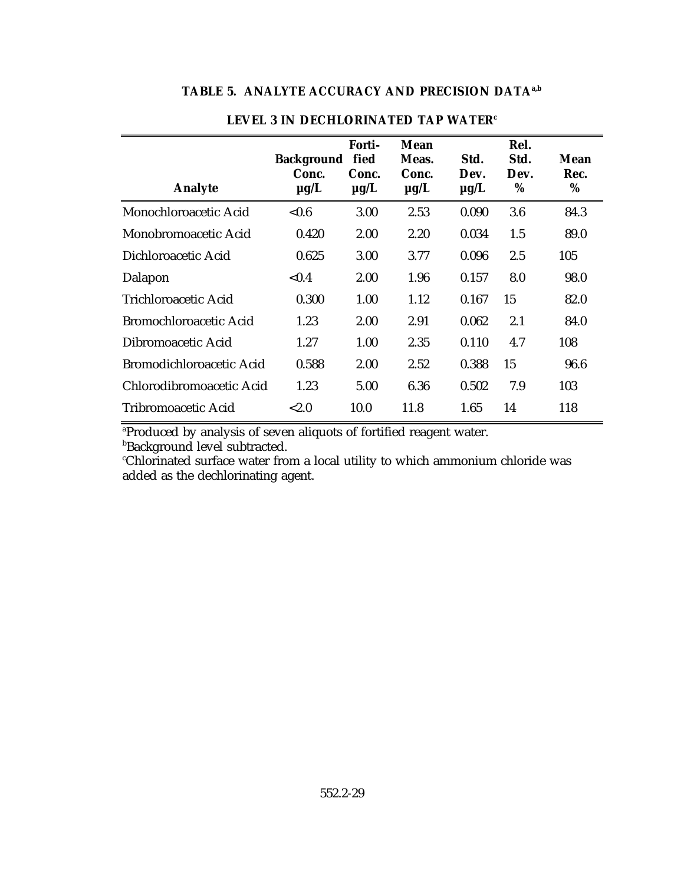## TABLE 5. ANALYTE ACCURACY AND PRECISION DATA[a,b]

### LEVEL 3 IN DECHLORINATED TAP WATER[c]

| Analyte | Background Conc. µg/L | Forti- fied Conc. µg/L | Mean Meas. Conc. µg/L | Std. Dev. µg/L | Rel. Std. Dev. % | Mean Rec. % |
|---|---|---|---|---|---|---|
| Monochloroacetic Acid | <0.6 | 3.00 | 2.53 | 0.090 | 3.6 | 84.3 |
| Monobromoacetic Acid | 0.420 | 2.00 | 2.20 | 0.034 | 1.5 | 89.0 |
| Dichloroacetic Acid | 0.625 | 3.00 | 3.77 | 0.096 | 2.5 | 105 |
| Dalapon | <0.4 | 2.00 | 1.96 | 0.157 | 8.0 | 98.0 |
| Trichloroacetic Acid | 0.300 | 1.00 | 1.12 | 0.167 | 15 | 82.0 |
| Bromochloroacetic Acid | 1.23 | 2.00 | 2.91 | 0.062 | 2.1 | 84.0 |
| Dibromoacetic Acid | 1.27 | 1.00 | 2.35 | 0.110 | 4.7 | 108 |
| Bromodichloroacetic Acid | 0.588 | 2.00 | 2.52 | 0.388 | 15 | 96.6 |
| Chlorodibromoacetic Acid | 1.23 | 5.00 | 6.36 | 0.502 | 7.9 | 103 |
| Tribromoacetic Acid | <2.0 | 10.0 | 11.8 | 1.65 | 14 | 118 |

[a]Produced by analysis of seven aliquots of fortified reagent water.
[b]Background level subtracted.
[c]Chlorinated surface water from a local utility to which ammonium chloride was added as the dechlorinating agent.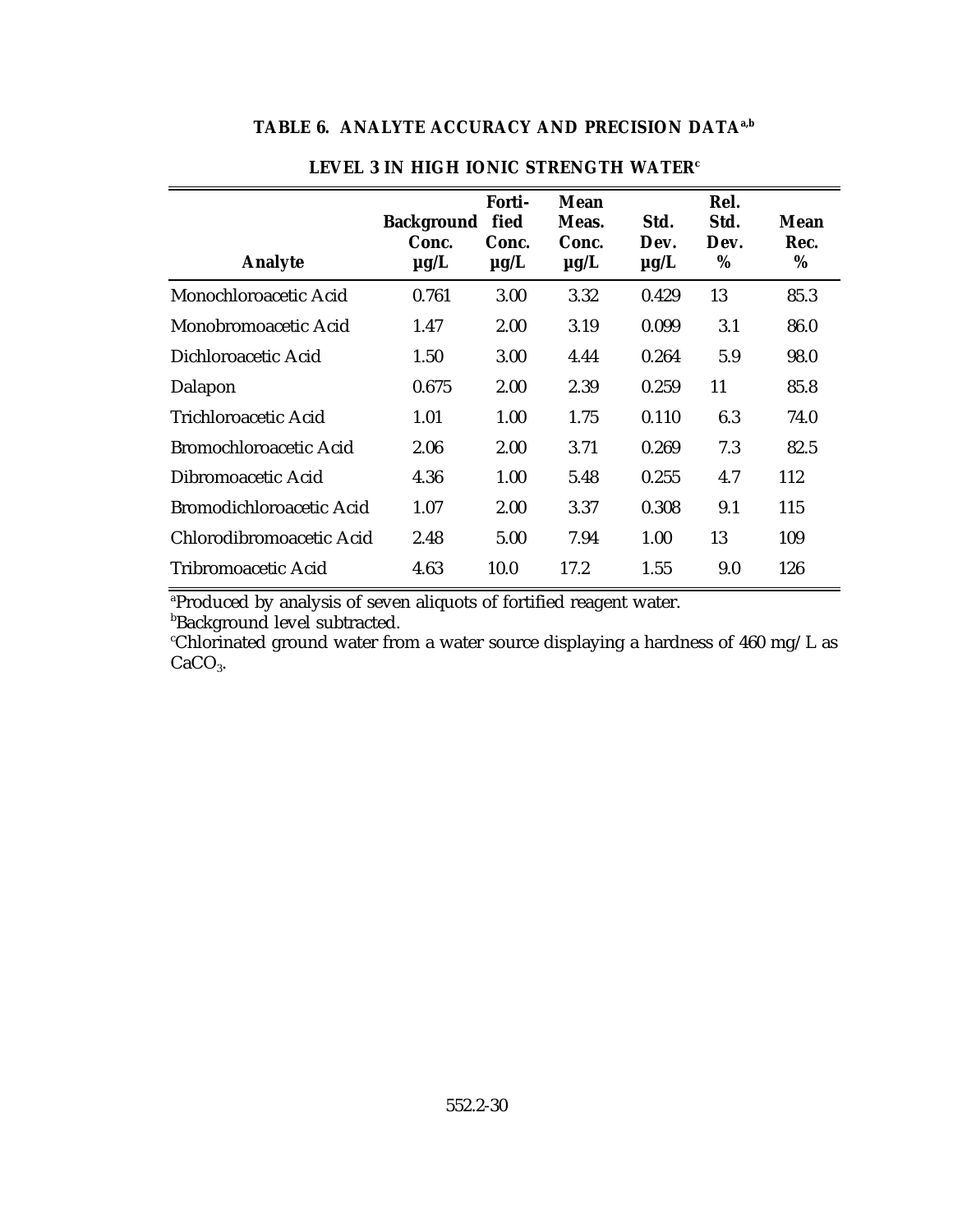## TABLE 6. ANALYTE ACCURACY AND PRECISION DATA[a,b]

### LEVEL 3 IN HIGH IONIC STRENGTH WATER[c]

| Analyte | Background Conc. µg/L | Forti-fied Conc. µg/L | Mean Meas. Conc. µg/L | Std. Dev. µg/L | Rel. Std. Dev. % | Mean Rec. % |
|---|---|---|---|---|---|---|
| Monochloroacetic Acid | 0.761 | 3.00 | 3.32 | 0.429 | 13 | 85.3 |
| Monobromoacetic Acid | 1.47 | 2.00 | 3.19 | 0.099 | 3.1 | 86.0 |
| Dichloroacetic Acid | 1.50 | 3.00 | 4.44 | 0.264 | 5.9 | 98.0 |
| Dalapon | 0.675 | 2.00 | 2.39 | 0.259 | 11 | 85.8 |
| Trichloroacetic Acid | 1.01 | 1.00 | 1.75 | 0.110 | 6.3 | 74.0 |
| Bromochloroacetic Acid | 2.06 | 2.00 | 3.71 | 0.269 | 7.3 | 82.5 |
| Dibromoacetic Acid | 4.36 | 1.00 | 5.48 | 0.255 | 4.7 | 112 |
| Bromodichloroacetic Acid | 1.07 | 2.00 | 3.37 | 0.308 | 9.1 | 115 |
| Chlorodibromoacetic Acid | 2.48 | 5.00 | 7.94 | 1.00 | 13 | 109 |
| Tribromoacetic Acid | 4.63 | 10.0 | 17.2 | 1.55 | 9.0 | 126 |

[a]Produced by analysis of seven aliquots of fortified reagent water.
[b]Background level subtracted.
[c]Chlorinated ground water from a water source displaying a hardness of 460 mg/L as $CaCO_3$.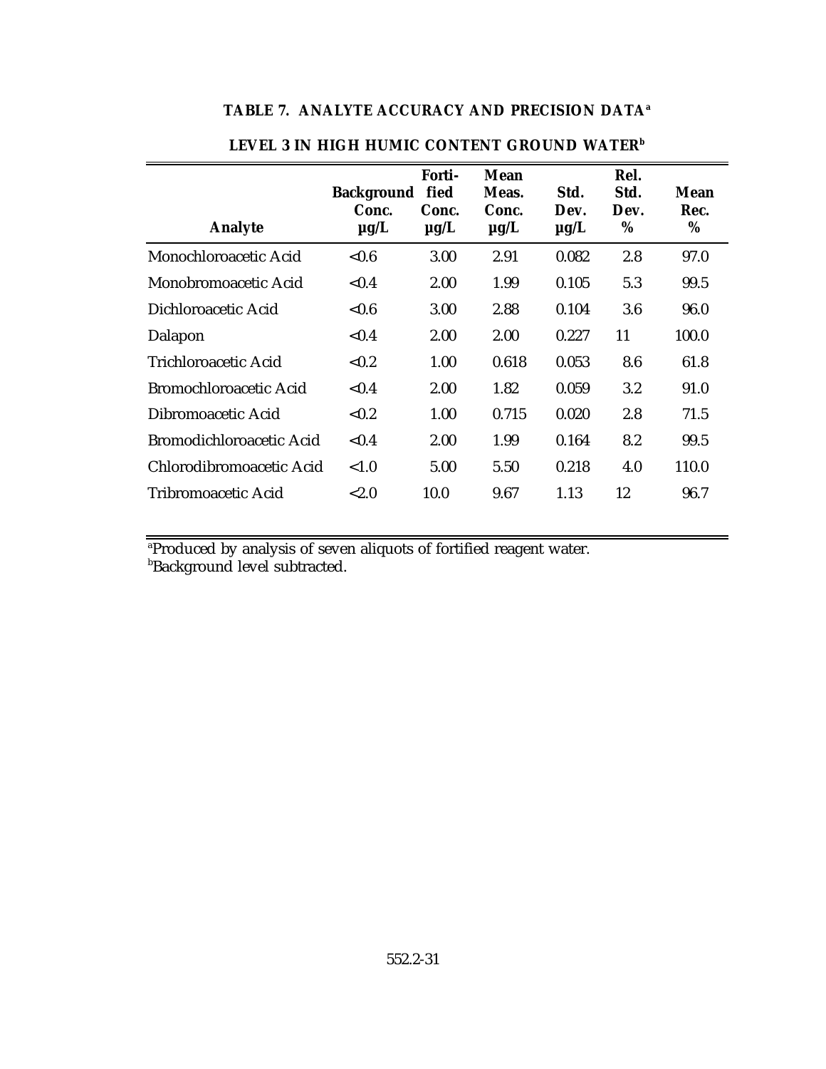**TABLE 7. ANALYTE ACCURACY AND PRECISION DATA[a]**

**LEVEL 3 IN HIGH HUMIC CONTENT GROUND WATER[b]**

| Analyte | Background Conc. µg/L | Forti- fied Conc. µg/L | Mean Meas. Conc. µg/L | Std. Dev. µg/L | Rel. Std. Dev. % | Mean Rec. % |
|---|---|---|---|---|---|---|
| Monochloroacetic Acid | <0.6 | 3.00 | 2.91 | 0.082 | 2.8 | 97.0 |
| Monobromoacetic Acid | <0.4 | 2.00 | 1.99 | 0.105 | 5.3 | 99.5 |
| Dichloroacetic Acid | <0.6 | 3.00 | 2.88 | 0.104 | 3.6 | 96.0 |
| Dalapon | <0.4 | 2.00 | 2.00 | 0.227 | 11 | 100.0 |
| Trichloroacetic Acid | <0.2 | 1.00 | 0.618 | 0.053 | 8.6 | 61.8 |
| Bromochloroacetic Acid | <0.4 | 2.00 | 1.82 | 0.059 | 3.2 | 91.0 |
| Dibromoacetic Acid | <0.2 | 1.00 | 0.715 | 0.020 | 2.8 | 71.5 |
| Bromodichloroacetic Acid | <0.4 | 2.00 | 1.99 | 0.164 | 8.2 | 99.5 |
| Chlorodibromoacetic Acid | <1.0 | 5.00 | 5.50 | 0.218 | 4.0 | 110.0 |
| Tribromoacetic Acid | <2.0 | 10.0 | 9.67 | 1.13 | 12 | 96.7 |

[a]Produced by analysis of seven aliquots of fortified reagent water.
[b]Background level subtracted.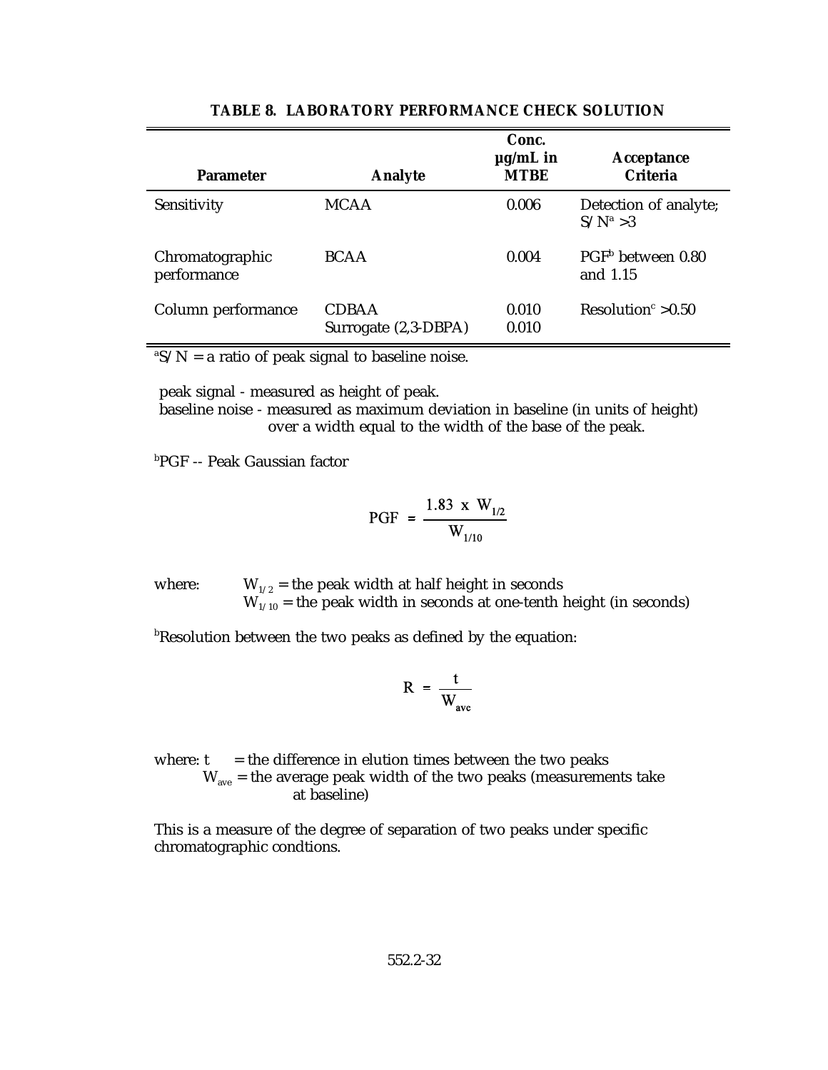**TABLE 8. LABORATORY PERFORMANCE CHECK SOLUTION**

| Parameter | Analyte | Conc. µg/mL in MTBE | Acceptance Criteria |
|---|---|---|---|
| Sensitivity | MCAA | 0.006 | Detection of analyte; S/N[a] >3 |
| Chromatographic performance | BCAA | 0.004 | PGF[b] between 0.80 and 1.15 |
| Column performance | CDBAA<br>Surrogate (2,3-DBPA) | 0.010<br>0.010 | Resolution[c] >0.50 |

[a]S/N = a ratio of peak signal to baseline noise.

peak signal - measured as height of peak.
baseline noise - measured as maximum deviation in baseline (in units of height) over a width equal to the width of the base of the peak.

[b]PGF -- Peak Gaussian factor

$$PGF = \frac{1.83 \text{ x } W_{1/2}}{W_{1/10}}$$

where: $W_{1/2}$ = the peak width at half height in seconds
$W_{1/10}$ = the peak width in seconds at one-tenth height (in seconds)

[b]Resolution between the two peaks as defined by the equation:

$$R = \frac{t}{W_{ave}}$$

where: t = the difference in elution times between the two peaks
$W_{ave}$ = the average peak width of the two peaks (measurements take at baseline)

This is a measure of the degree of separation of two peaks under specific chromatographic condtions.